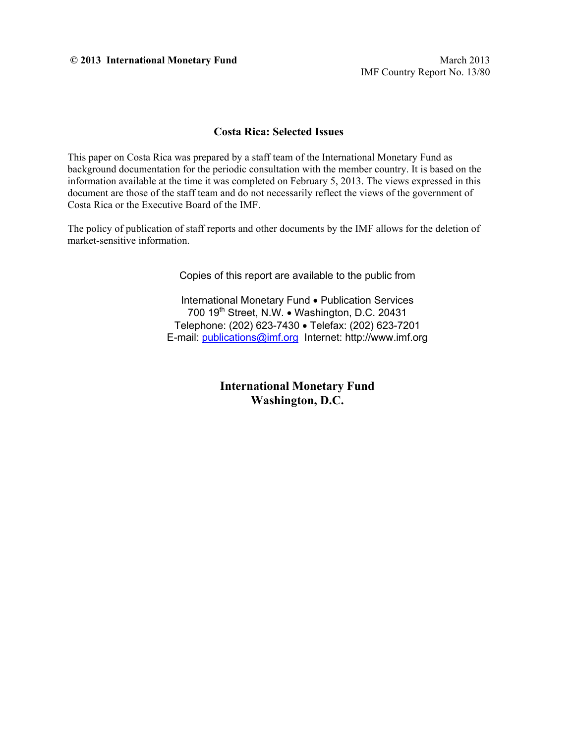**© 2013 International Monetary Fund**

March 2013
IMF Country Report No. 13/80

# Costa Rica: Selected Issues

This paper on Costa Rica was prepared by a staff team of the International Monetary Fund as background documentation for the periodic consultation with the member country. It is based on the information available at the time it was completed on February 5, 2013. The views expressed in this document are those of the staff team and do not necessarily reflect the views of the government of Costa Rica or the Executive Board of the IMF.

The policy of publication of staff reports and other documents by the IMF allows for the deletion of market-sensitive information.

Copies of this report are available to the public from

International Monetary Fund • Publication Services
700 19th Street, N.W. • Washington, D.C. 20431
Telephone: (202) 623-7430 • Telefax: (202) 623-7201
E-mail: publications@imf.org Internet: http://www.imf.org

**International Monetary Fund**
**Washington, D.C.**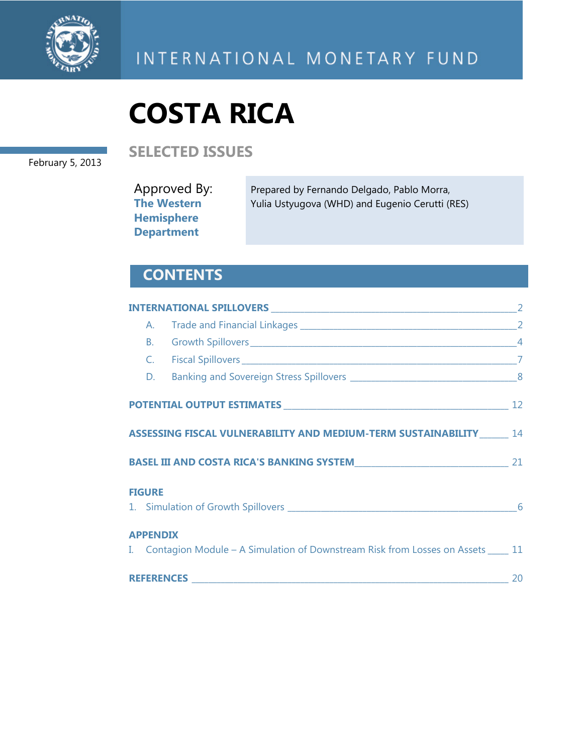INTERNATIONAL MONETARY FUND

# COSTA RICA

## SELECTED ISSUES

February 5, 2013

Approved By:
**The Western Hemisphere Department**

Prepared by Fernando Delgado, Pablo Morra, Yulia Ustyugova (WHD) and Eugenio Cerutti (RES)

## CONTENTS

**INTERNATIONAL SPILLOVERS** _____ 2

- A. Trade and Financial Linkages _____ 2
- B. Growth Spillovers _____ 4
- C. Fiscal Spillovers _____ 7
- D. Banking and Sovereign Stress Spillovers _____ 8

**POTENTIAL OUTPUT ESTIMATES** _____ 12

**ASSESSING FISCAL VULNERABILITY AND MEDIUM-TERM SUSTAINABILITY** _____ 14

**BASEL III AND COSTA RICA'S BANKING SYSTEM** _____ 21

**FIGURE**

1. Simulation of Growth Spillovers _____ 6

**APPENDIX**

I. Contagion Module – A Simulation of Downstream Risk from Losses on Assets _____ 11

**REFERENCES** _____ 20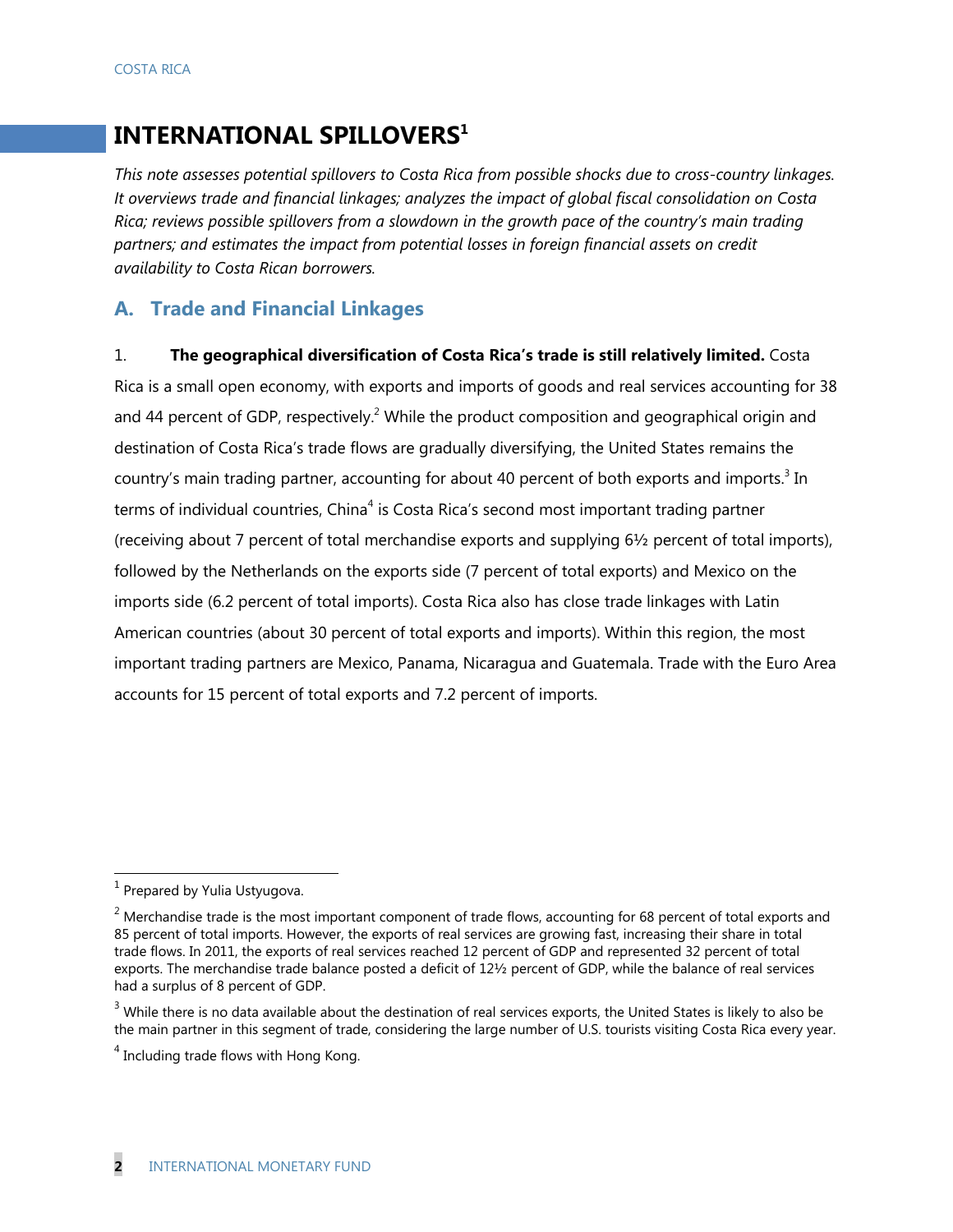# INTERNATIONAL SPILLOVERS[1]

*This note assesses potential spillovers to Costa Rica from possible shocks due to cross-country linkages. It overviews trade and financial linkages; analyzes the impact of global fiscal consolidation on Costa Rica; reviews possible spillovers from a slowdown in the growth pace of the country's main trading partners; and estimates the impact from potential losses in foreign financial assets on credit availability to Costa Rican borrowers.*

## A. Trade and Financial Linkages

1. **The geographical diversification of Costa Rica's trade is still relatively limited.** Costa Rica is a small open economy, with exports and imports of goods and real services accounting for 38 and 44 percent of GDP, respectively.[2] While the product composition and geographical origin and destination of Costa Rica's trade flows are gradually diversifying, the United States remains the country's main trading partner, accounting for about 40 percent of both exports and imports.[3] In terms of individual countries, China[4] is Costa Rica's second most important trading partner (receiving about 7 percent of total merchandise exports and supplying 6½ percent of total imports), followed by the Netherlands on the exports side (7 percent of total exports) and Mexico on the imports side (6.2 percent of total imports). Costa Rica also has close trade linkages with Latin American countries (about 30 percent of total exports and imports). Within this region, the most important trading partners are Mexico, Panama, Nicaragua and Guatemala. Trade with the Euro Area accounts for 15 percent of total exports and 7.2 percent of imports.

---

[1] Prepared by Yulia Ustyugova.

[2] Merchandise trade is the most important component of trade flows, accounting for 68 percent of total exports and 85 percent of total imports. However, the exports of real services are growing fast, increasing their share in total trade flows. In 2011, the exports of real services reached 12 percent of GDP and represented 32 percent of total exports. The merchandise trade balance posted a deficit of 12½ percent of GDP, while the balance of real services had a surplus of 8 percent of GDP.

[3] While there is no data available about the destination of real services exports, the United States is likely to also be the main partner in this segment of trade, considering the large number of U.S. tourists visiting Costa Rica every year.

[4] Including trade flows with Hong Kong.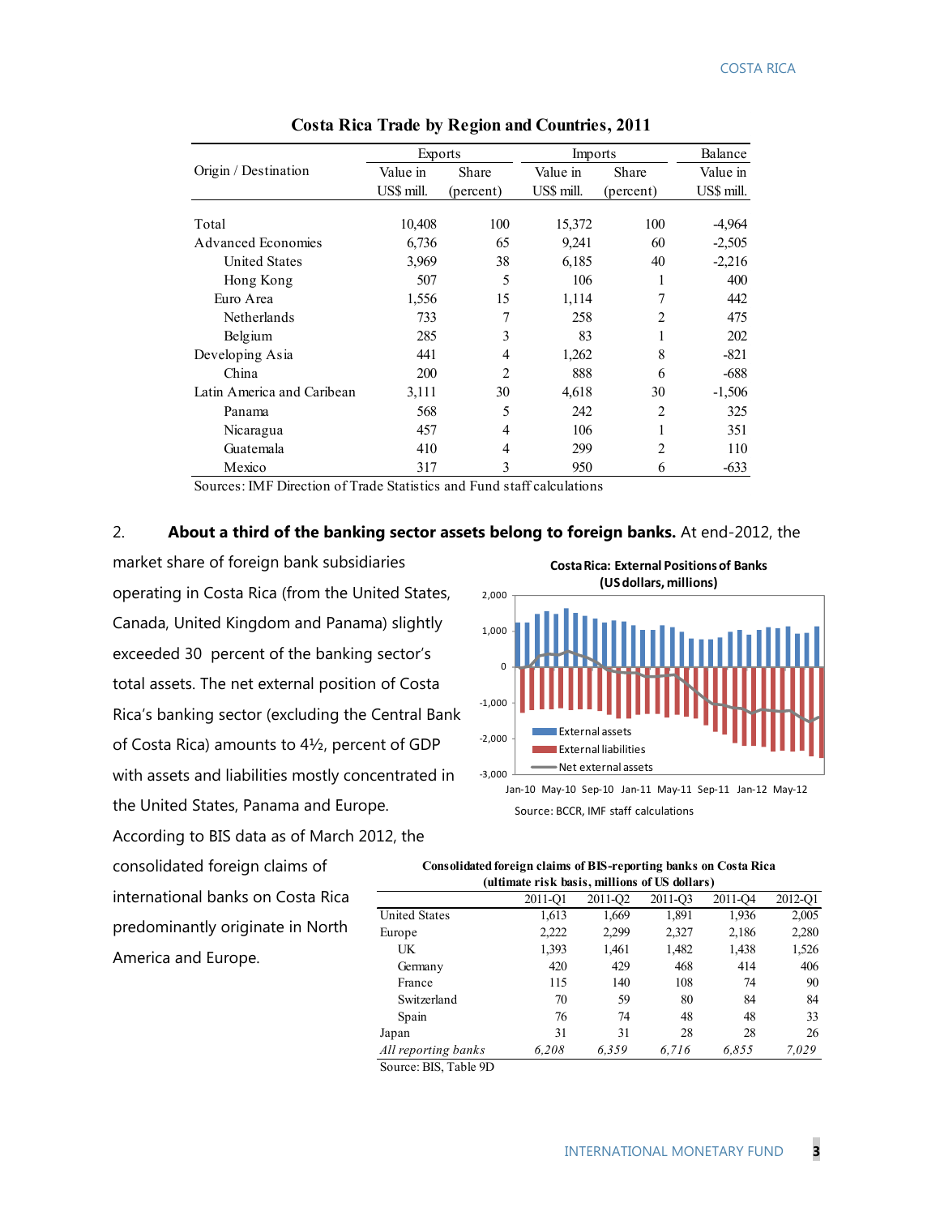**Costa Rica Trade by Region and Countries, 2011**

| Origin / Destination | Exports | | Imports | | Balance |
|---|---|---|---|---|---|
| | Value in US$ mill. | Share (percent) | Value in US$ mill. | Share (percent) | Value in US$ mill. |
| Total | 10,408 | 100 | 15,372 | 100 | -4,964 |
| Advanced Economies | 6,736 | 65 | 9,241 | 60 | -2,505 |
| United States | 3,969 | 38 | 6,185 | 40 | -2,216 |
| Hong Kong | 507 | 5 | 106 | 1 | 400 |
| Euro Area | 1,556 | 15 | 1,114 | 7 | 442 |
| Netherlands | 733 | 7 | 258 | 2 | 475 |
| Belgium | 285 | 3 | 83 | 1 | 202 |
| Developing Asia | 441 | 4 | 1,262 | 8 | -821 |
| China | 200 | 2 | 888 | 6 | -688 |
| Latin America and Caribean | 3,111 | 30 | 4,618 | 30 | -1,506 |
| Panama | 568 | 5 | 242 | 2 | 325 |
| Nicaragua | 457 | 4 | 106 | 1 | 351 |
| Guatemala | 410 | 4 | 299 | 2 | 110 |
| Mexico | 317 | 3 | 950 | 6 | -633 |

Sources: IMF Direction of Trade Statistics and Fund staff calculations

2. **About a third of the banking sector assets belong to foreign banks.** At end-2012, the market share of foreign bank subsidiaries operating in Costa Rica (from the United States, Canada, United Kingdom and Panama) slightly exceeded 30 percent of the banking sector's total assets. The net external position of Costa Rica's banking sector (excluding the Central Bank of Costa Rica) amounts to 4½, percent of GDP with assets and liabilities mostly concentrated in the United States, Panama and Europe. According to BIS data as of March 2012, the consolidated foreign claims of international banks on Costa Rica predominantly originate in North America and Europe.

**Costa Rica: External Positions of Banks (US dollars, millions)**

Source: BCCR, IMF staff calculations

**Consolidated foreign claims of BIS-reporting banks on Costa Rica (ultimate risk basis, millions of US dollars)**

| | 2011-Q1 | 2011-Q2 | 2011-Q3 | 2011-Q4 | 2012-Q1 |
|---|---|---|---|---|---|
| United States | 1,613 | 1,669 | 1,891 | 1,936 | 2,005 |
| Europe | 2,222 | 2,299 | 2,327 | 2,186 | 2,280 |
| UK | 1,393 | 1,461 | 1,482 | 1,438 | 1,526 |
| Germany | 420 | 429 | 468 | 414 | 406 |
| France | 115 | 140 | 108 | 74 | 90 |
| Switzerland | 70 | 59 | 80 | 84 | 84 |
| Spain | 76 | 74 | 48 | 48 | 33 |
| Japan | 31 | 31 | 28 | 28 | 26 |
| *All reporting banks* | *6,208* | *6,359* | *6,716* | *6,855* | *7,029* |

Source: BIS, Table 9D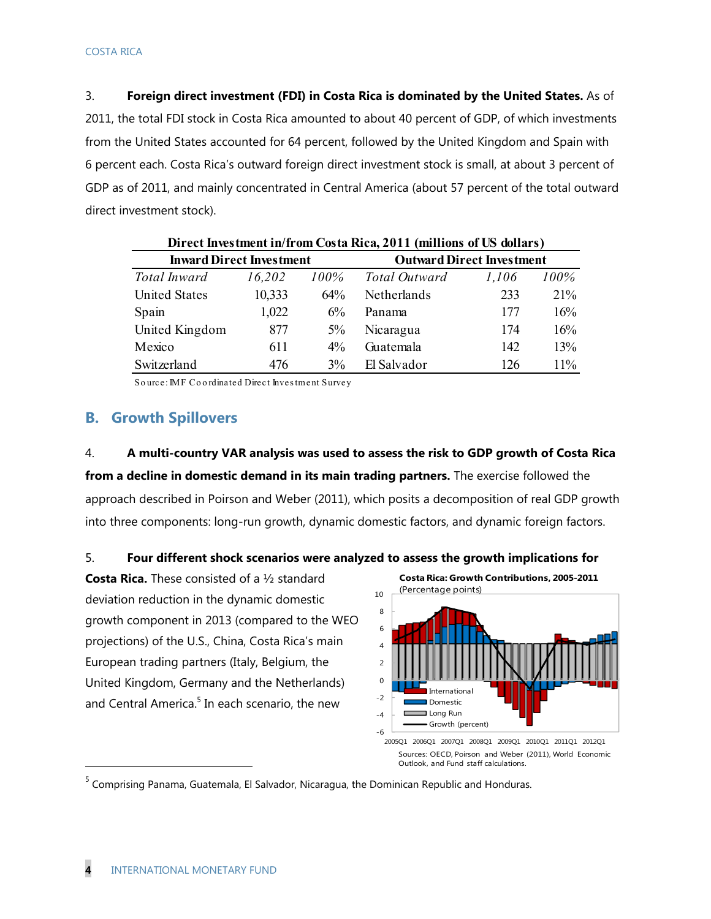3. **Foreign direct investment (FDI) in Costa Rica is dominated by the United States.** As of 2011, the total FDI stock in Costa Rica amounted to about 40 percent of GDP, of which investments from the United States accounted for 64 percent, followed by the United Kingdom and Spain with 6 percent each. Costa Rica's outward foreign direct investment stock is small, at about 3 percent of GDP as of 2011, and mainly concentrated in Central America (about 57 percent of the total outward direct investment stock).

**Direct Investment in/from Costa Rica, 2011 (millions of US dollars)**

| Inward Direct Investment | | | Outward Direct Investment | | |
|---|---|---|---|---|---|
| *Total Inward* | *16,202* | *100%* | *Total Outward* | *1,106* | *100%* |
| United States | 10,333 | 64% | Netherlands | 233 | 21% |
| Spain | 1,022 | 6% | Panama | 177 | 16% |
| United Kingdom | 877 | 5% | Nicaragua | 174 | 16% |
| Mexico | 611 | 4% | Guatemala | 142 | 13% |
| Switzerland | 476 | 3% | El Salvador | 126 | 11% |

Source: IMF Coordinated Direct Investment Survey

## B. Growth Spillovers

4. **A multi-country VAR analysis was used to assess the risk to GDP growth of Costa Rica from a decline in domestic demand in its main trading partners.** The exercise followed the approach described in Poirson and Weber (2011), which posits a decomposition of real GDP growth into three components: long-run growth, dynamic domestic factors, and dynamic foreign factors.

5. **Four different shock scenarios were analyzed to assess the growth implications for Costa Rica.** These consisted of a ½ standard deviation reduction in the dynamic domestic growth component in 2013 (compared to the WEO projections) of the U.S., China, Costa Rica's main European trading partners (Italy, Belgium, the United Kingdom, Germany and the Netherlands) and Central America.[5] In each scenario, the new

**Costa Rica: Growth Contributions, 2005-2011**
(Percentage points)

Sources: OECD, Poirson and Weber (2011), World Economic Outlook, and Fund staff calculations.

[5] Comprising Panama, Guatemala, El Salvador, Nicaragua, the Dominican Republic and Honduras.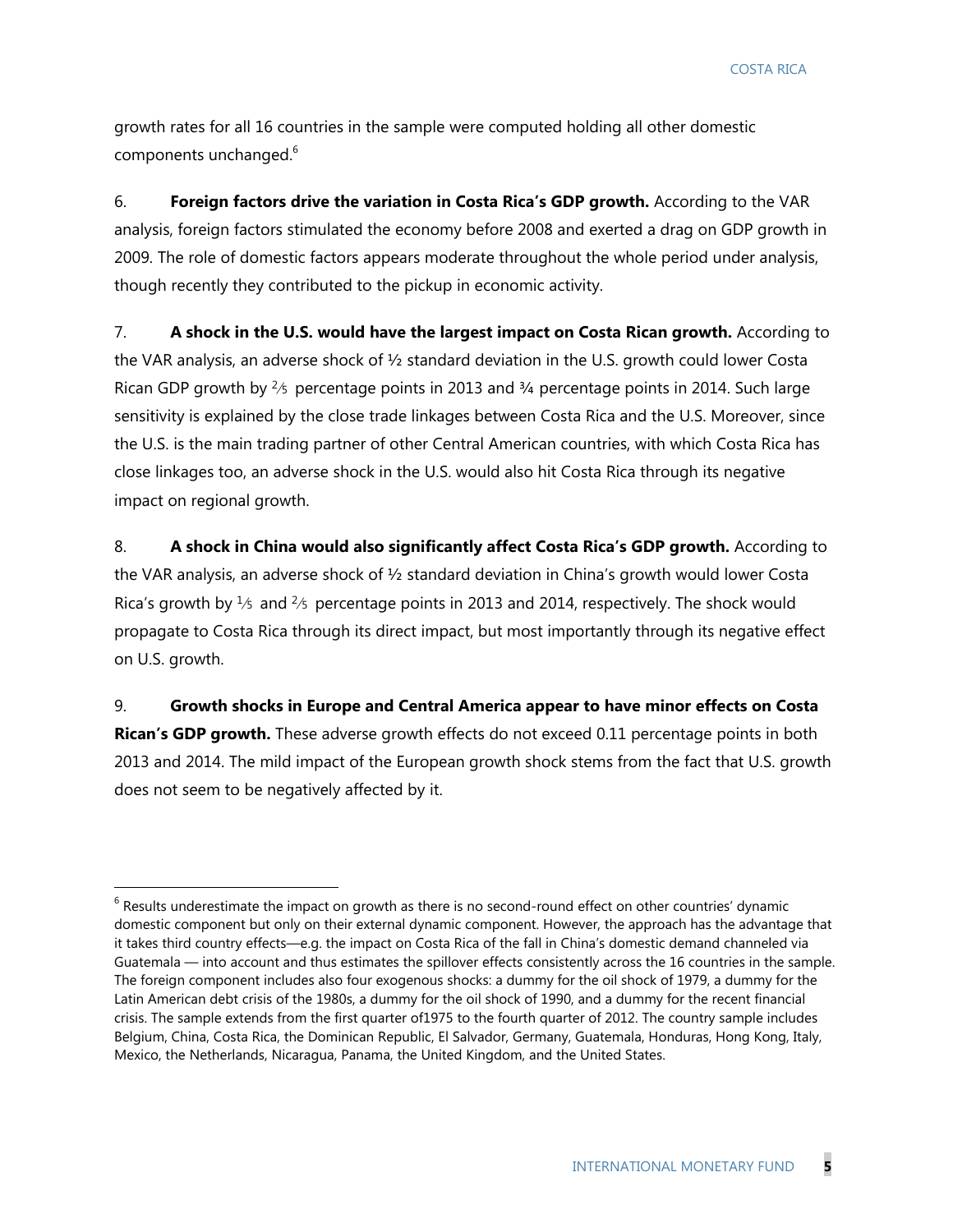growth rates for all 16 countries in the sample were computed holding all other domestic components unchanged.[6]

6. **Foreign factors drive the variation in Costa Rica's GDP growth.** According to the VAR analysis, foreign factors stimulated the economy before 2008 and exerted a drag on GDP growth in 2009. The role of domestic factors appears moderate throughout the whole period under analysis, though recently they contributed to the pickup in economic activity.

7. **A shock in the U.S. would have the largest impact on Costa Rican growth.** According to the VAR analysis, an adverse shock of ½ standard deviation in the U.S. growth could lower Costa Rican GDP growth by ⅖ percentage points in 2013 and ¾ percentage points in 2014. Such large sensitivity is explained by the close trade linkages between Costa Rica and the U.S. Moreover, since the U.S. is the main trading partner of other Central American countries, with which Costa Rica has close linkages too, an adverse shock in the U.S. would also hit Costa Rica through its negative impact on regional growth.

8. **A shock in China would also significantly affect Costa Rica's GDP growth.** According to the VAR analysis, an adverse shock of ½ standard deviation in China's growth would lower Costa Rica's growth by ⅕ and ⅖ percentage points in 2013 and 2014, respectively. The shock would propagate to Costa Rica through its direct impact, but most importantly through its negative effect on U.S. growth.

9. **Growth shocks in Europe and Central America appear to have minor effects on Costa Rican's GDP growth.** These adverse growth effects do not exceed 0.11 percentage points in both 2013 and 2014. The mild impact of the European growth shock stems from the fact that U.S. growth does not seem to be negatively affected by it.

---

[6] Results underestimate the impact on growth as there is no second-round effect on other countries' dynamic domestic component but only on their external dynamic component. However, the approach has the advantage that it takes third country effects—e.g. the impact on Costa Rica of the fall in China's domestic demand channeled via Guatemala — into account and thus estimates the spillover effects consistently across the 16 countries in the sample. The foreign component includes also four exogenous shocks: a dummy for the oil shock of 1979, a dummy for the Latin American debt crisis of the 1980s, a dummy for the oil shock of 1990, and a dummy for the recent financial crisis. The sample extends from the first quarter of1975 to the fourth quarter of 2012. The country sample includes Belgium, China, Costa Rica, the Dominican Republic, El Salvador, Germany, Guatemala, Honduras, Hong Kong, Italy, Mexico, the Netherlands, Nicaragua, Panama, the United Kingdom, and the United States.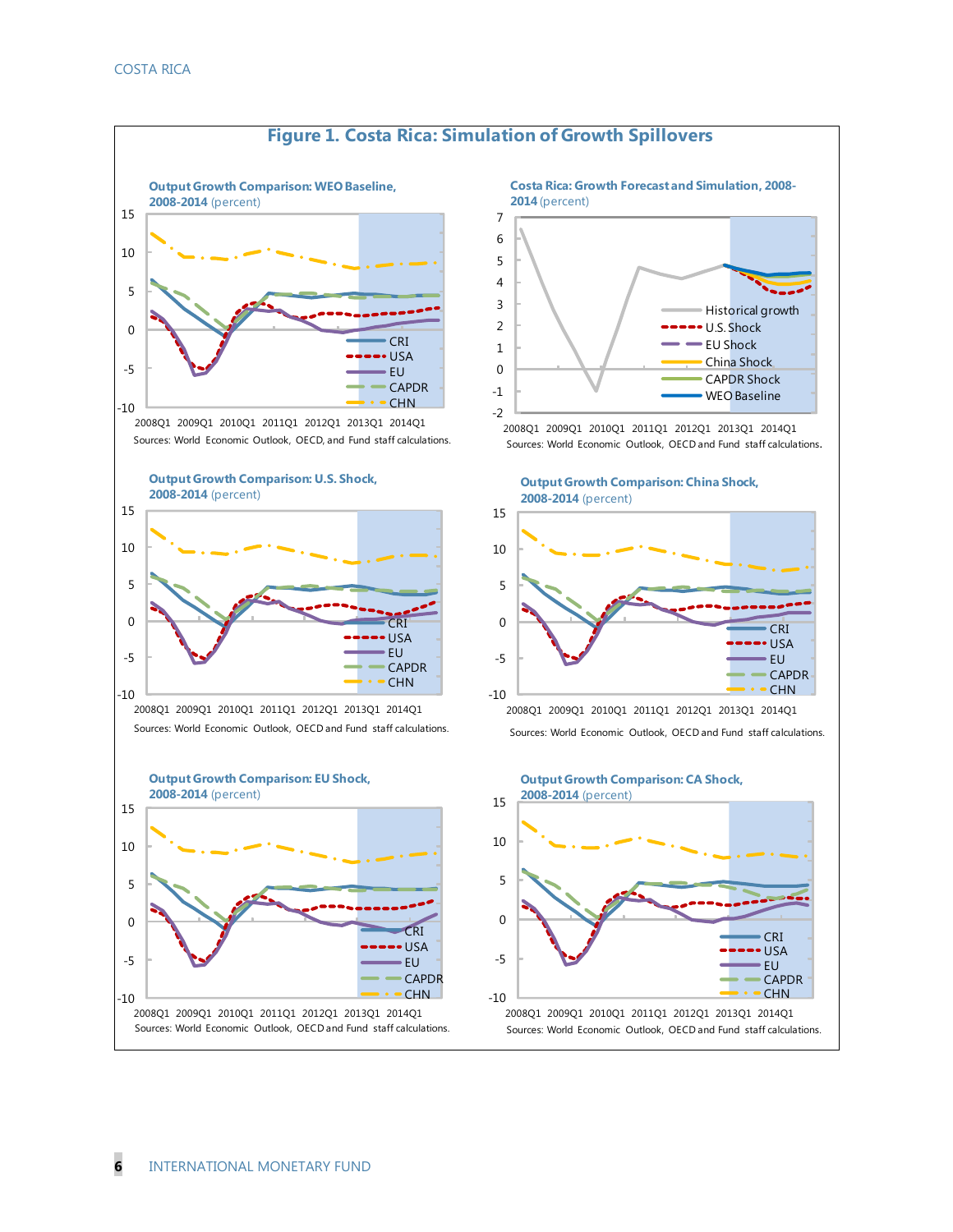## Figure 1. Costa Rica: Simulation of Growth Spillovers

**Output Growth Comparison: WEO Baseline, 2008-2014** (percent)

Sources: World Economic Outlook, OECD, and Fund staff calculations.

**Costa Rica: Growth Forecast and Simulation, 2008-2014** (percent)

Sources: World Economic Outlook, OECD and Fund staff calculations.

**Output Growth Comparison: U.S. Shock, 2008-2014** (percent)

Sources: World Economic Outlook, OECD and Fund staff calculations.

**Output Growth Comparison: China Shock, 2008-2014** (percent)

Sources: World Economic Outlook, OECD and Fund staff calculations.

**Output Growth Comparison: EU Shock, 2008-2014** (percent)

Sources: World Economic Outlook, OECD and Fund staff calculations.

**Output Growth Comparison: CA Shock, 2008-2014** (percent)

Sources: World Economic Outlook, OECD and Fund staff calculations.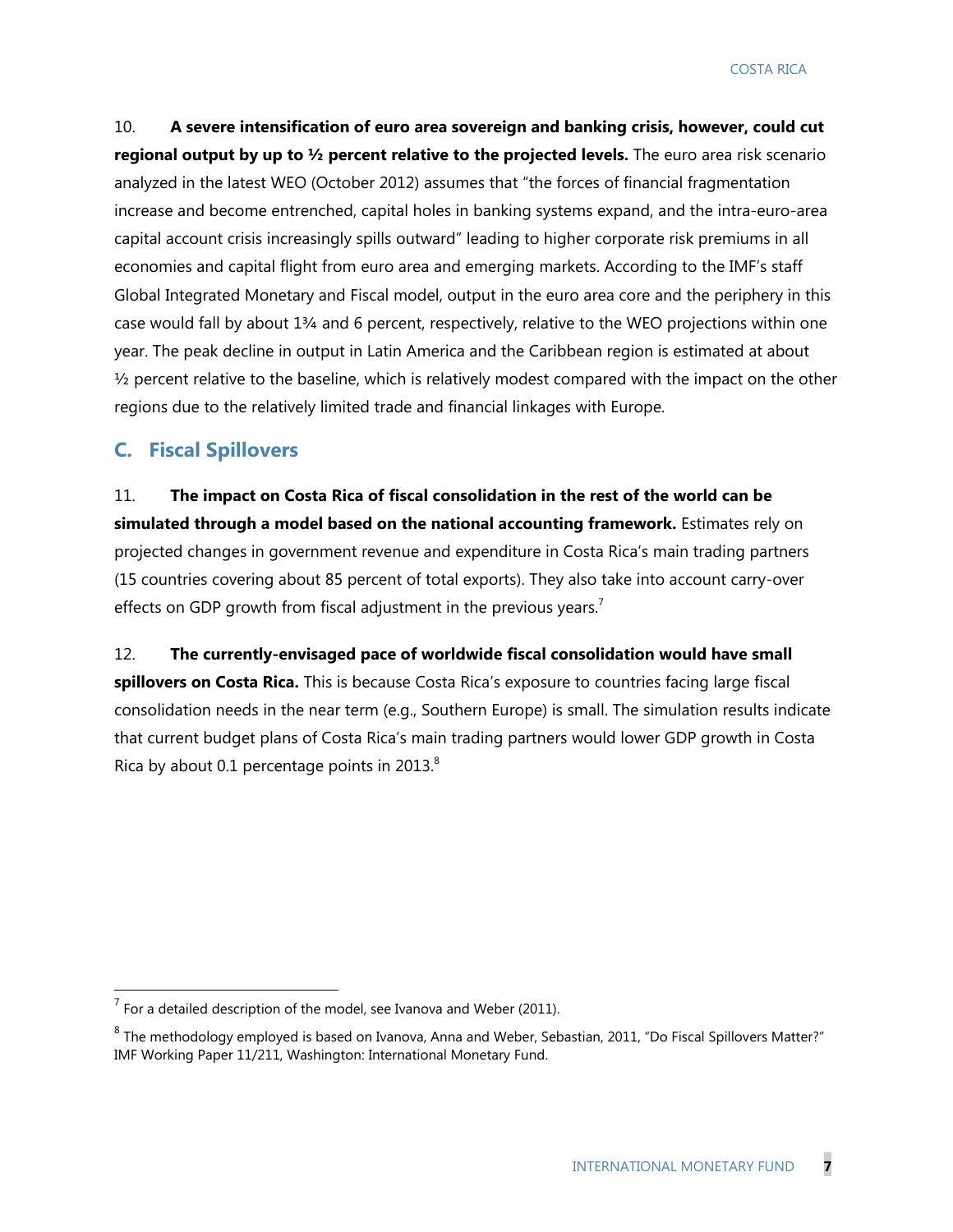10. **A severe intensification of euro area sovereign and banking crisis, however, could cut regional output by up to ½ percent relative to the projected levels.** The euro area risk scenario analyzed in the latest WEO (October 2012) assumes that "the forces of financial fragmentation increase and become entrenched, capital holes in banking systems expand, and the intra-euro-area capital account crisis increasingly spills outward" leading to higher corporate risk premiums in all economies and capital flight from euro area and emerging markets. According to the IMF's staff Global Integrated Monetary and Fiscal model, output in the euro area core and the periphery in this case would fall by about 1¾ and 6 percent, respectively, relative to the WEO projections within one year. The peak decline in output in Latin America and the Caribbean region is estimated at about ½ percent relative to the baseline, which is relatively modest compared with the impact on the other regions due to the relatively limited trade and financial linkages with Europe.

## C. Fiscal Spillovers

11. **The impact on Costa Rica of fiscal consolidation in the rest of the world can be simulated through a model based on the national accounting framework.** Estimates rely on projected changes in government revenue and expenditure in Costa Rica's main trading partners (15 countries covering about 85 percent of total exports). They also take into account carry-over effects on GDP growth from fiscal adjustment in the previous years.[7]

12. **The currently-envisaged pace of worldwide fiscal consolidation would have small spillovers on Costa Rica.** This is because Costa Rica's exposure to countries facing large fiscal consolidation needs in the near term (e.g., Southern Europe) is small. The simulation results indicate that current budget plans of Costa Rica's main trading partners would lower GDP growth in Costa Rica by about 0.1 percentage points in 2013.[8]

---

[7] For a detailed description of the model, see Ivanova and Weber (2011).

[8] The methodology employed is based on Ivanova, Anna and Weber, Sebastian, 2011, "Do Fiscal Spillovers Matter?" IMF Working Paper 11/211, Washington: International Monetary Fund.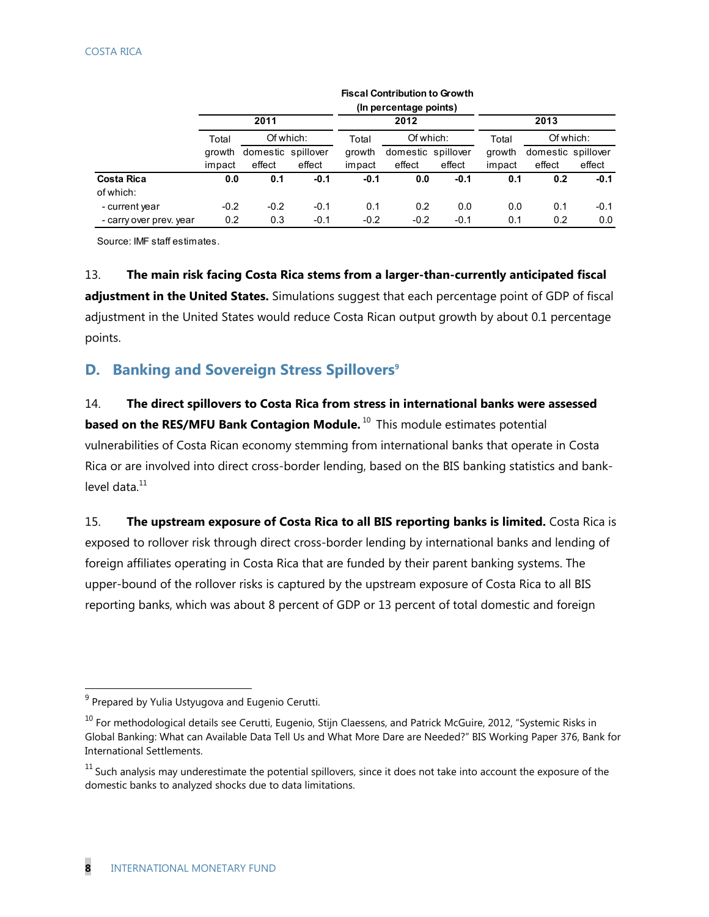**Fiscal Contribution to Growth**
**(In percentage points)**

| | 2011 | | | 2012 | | | 2013 | | |
|---|---|---|---|---|---|---|---|---|---|
| | Total growth impact | Of which: domestic effect | Of which: spillover effect | Total growth impact | Of which: domestic effect | Of which: spillover effect | Total growth impact | Of which: domestic effect | Of which: spillover effect |
| **Costa Rica** | **0.0** | **0.1** | **-0.1** | **-0.1** | **0.0** | **-0.1** | **0.1** | **0.2** | **-0.1** |
| of which: | | | | | | | | | |
| - current year | -0.2 | -0.2 | -0.1 | 0.1 | 0.2 | 0.0 | 0.0 | 0.1 | -0.1 |
| - carry over prev. year | 0.2 | 0.3 | -0.1 | -0.2 | -0.2 | -0.1 | 0.1 | 0.2 | 0.0 |

Source: IMF staff estimates.

13. **The main risk facing Costa Rica stems from a larger-than-currently anticipated fiscal adjustment in the United States.** Simulations suggest that each percentage point of GDP of fiscal adjustment in the United States would reduce Costa Rican output growth by about 0.1 percentage points.

## D. Banking and Sovereign Stress Spillovers[9]

14. **The direct spillovers to Costa Rica from stress in international banks were assessed based on the RES/MFU Bank Contagion Module.**[10] This module estimates potential vulnerabilities of Costa Rican economy stemming from international banks that operate in Costa Rica or are involved into direct cross-border lending, based on the BIS banking statistics and bank-level data.[11]

15. **The upstream exposure of Costa Rica to all BIS reporting banks is limited.** Costa Rica is exposed to rollover risk through direct cross-border lending by international banks and lending of foreign affiliates operating in Costa Rica that are funded by their parent banking systems. The upper-bound of the rollover risks is captured by the upstream exposure of Costa Rica to all BIS reporting banks, which was about 8 percent of GDP or 13 percent of total domestic and foreign

---

[9] Prepared by Yulia Ustyugova and Eugenio Cerutti.

[10] For methodological details see Cerutti, Eugenio, Stijn Claessens, and Patrick McGuire, 2012, "Systemic Risks in Global Banking: What can Available Data Tell Us and What More Dare are Needed?" BIS Working Paper 376, Bank for International Settlements.

[11] Such analysis may underestimate the potential spillovers, since it does not take into account the exposure of the domestic banks to analyzed shocks due to data limitations.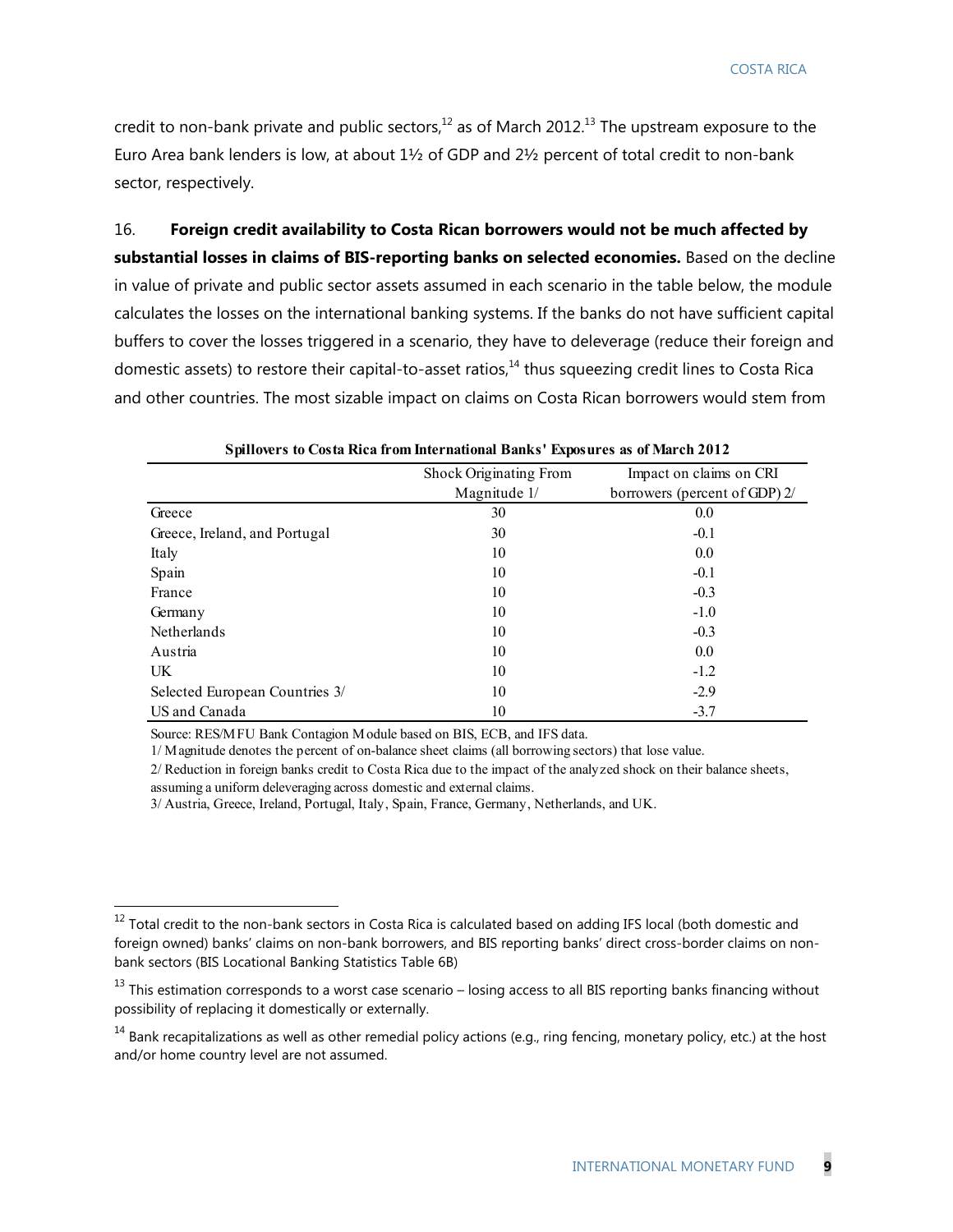credit to non-bank private and public sectors,[12] as of March 2012.[13] The upstream exposure to the Euro Area bank lenders is low, at about 1½ of GDP and 2½ percent of total credit to non-bank sector, respectively.

16. **Foreign credit availability to Costa Rican borrowers would not be much affected by substantial losses in claims of BIS-reporting banks on selected economies.** Based on the decline in value of private and public sector assets assumed in each scenario in the table below, the module calculates the losses on the international banking systems. If the banks do not have sufficient capital buffers to cover the losses triggered in a scenario, they have to deleverage (reduce their foreign and domestic assets) to restore their capital-to-asset ratios,[14] thus squeezing credit lines to Costa Rica and other countries. The most sizable impact on claims on Costa Rican borrowers would stem from

**Spillovers to Costa Rica from International Banks' Exposures as of March 2012**

| | Shock Originating From Magnitude 1/ | Impact on claims on CRI borrowers (percent of GDP) 2/ |
|---|---|---|
| Greece | 30 | 0.0 |
| Greece, Ireland, and Portugal | 30 | -0.1 |
| Italy | 10 | 0.0 |
| Spain | 10 | -0.1 |
| France | 10 | -0.3 |
| Germany | 10 | -1.0 |
| Netherlands | 10 | -0.3 |
| Austria | 10 | 0.0 |
| UK | 10 | -1.2 |
| Selected European Countries 3/ | 10 | -2.9 |
| US and Canada | 10 | -3.7 |

Source: RES/MFU Bank Contagion Module based on BIS, ECB, and IFS data.

1/ Magnitude denotes the percent of on-balance sheet claims (all borrowing sectors) that lose value.

2/ Reduction in foreign banks credit to Costa Rica due to the impact of the analyzed shock on their balance sheets, assuming a uniform deleveraging across domestic and external claims.

3/ Austria, Greece, Ireland, Portugal, Italy, Spain, France, Germany, Netherlands, and UK.

[12] Total credit to the non-bank sectors in Costa Rica is calculated based on adding IFS local (both domestic and foreign owned) banks' claims on non-bank borrowers, and BIS reporting banks' direct cross-border claims on non-bank sectors (BIS Locational Banking Statistics Table 6B)

[13] This estimation corresponds to a worst case scenario – losing access to all BIS reporting banks financing without possibility of replacing it domestically or externally.

[14] Bank recapitalizations as well as other remedial policy actions (e.g., ring fencing, monetary policy, etc.) at the host and/or home country level are not assumed.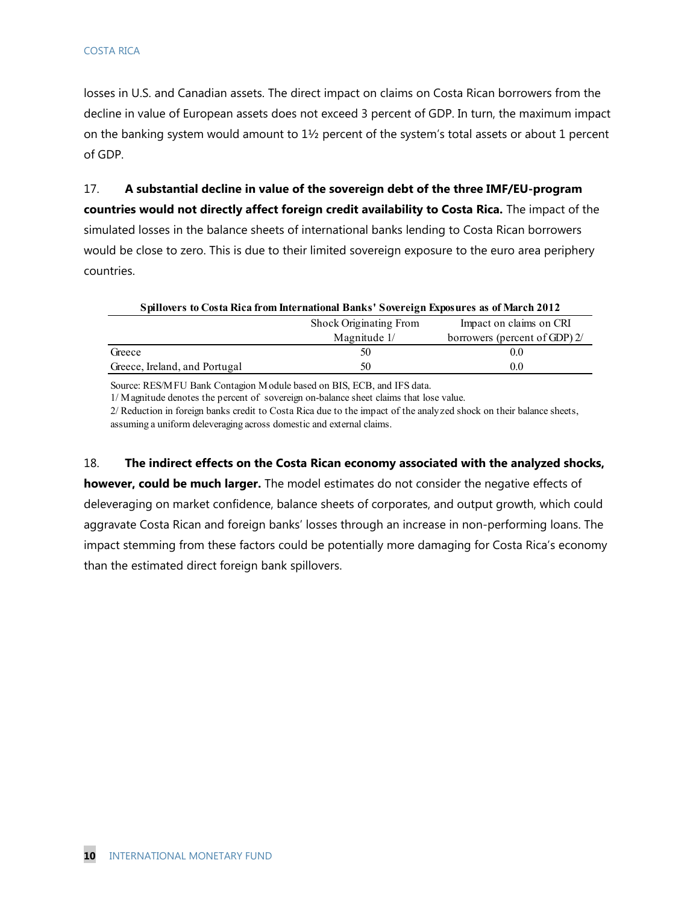losses in U.S. and Canadian assets. The direct impact on claims on Costa Rican borrowers from the decline in value of European assets does not exceed 3 percent of GDP. In turn, the maximum impact on the banking system would amount to 1½ percent of the system's total assets or about 1 percent of GDP.

17. **A substantial decline in value of the sovereign debt of the three IMF/EU-program countries would not directly affect foreign credit availability to Costa Rica.** The impact of the simulated losses in the balance sheets of international banks lending to Costa Rican borrowers would be close to zero. This is due to their limited sovereign exposure to the euro area periphery countries.

**Spillovers to Costa Rica from International Banks' Sovereign Exposures as of March 2012**

| | Shock Originating From Magnitude 1/ | Impact on claims on CRI borrowers (percent of GDP) 2/ |
|---|---|---|
| Greece | 50 | 0.0 |
| Greece, Ireland, and Portugal | 50 | 0.0 |

Source: RES/MFU Bank Contagion Module based on BIS, ECB, and IFS data.

1/ Magnitude denotes the percent of sovereign on-balance sheet claims that lose value.

2/ Reduction in foreign banks credit to Costa Rica due to the impact of the analyzed shock on their balance sheets, assuming a uniform deleveraging across domestic and external claims.

18. **The indirect effects on the Costa Rican economy associated with the analyzed shocks, however, could be much larger.** The model estimates do not consider the negative effects of deleveraging on market confidence, balance sheets of corporates, and output growth, which could aggravate Costa Rican and foreign banks' losses through an increase in non-performing loans. The impact stemming from these factors could be potentially more damaging for Costa Rica's economy than the estimated direct foreign bank spillovers.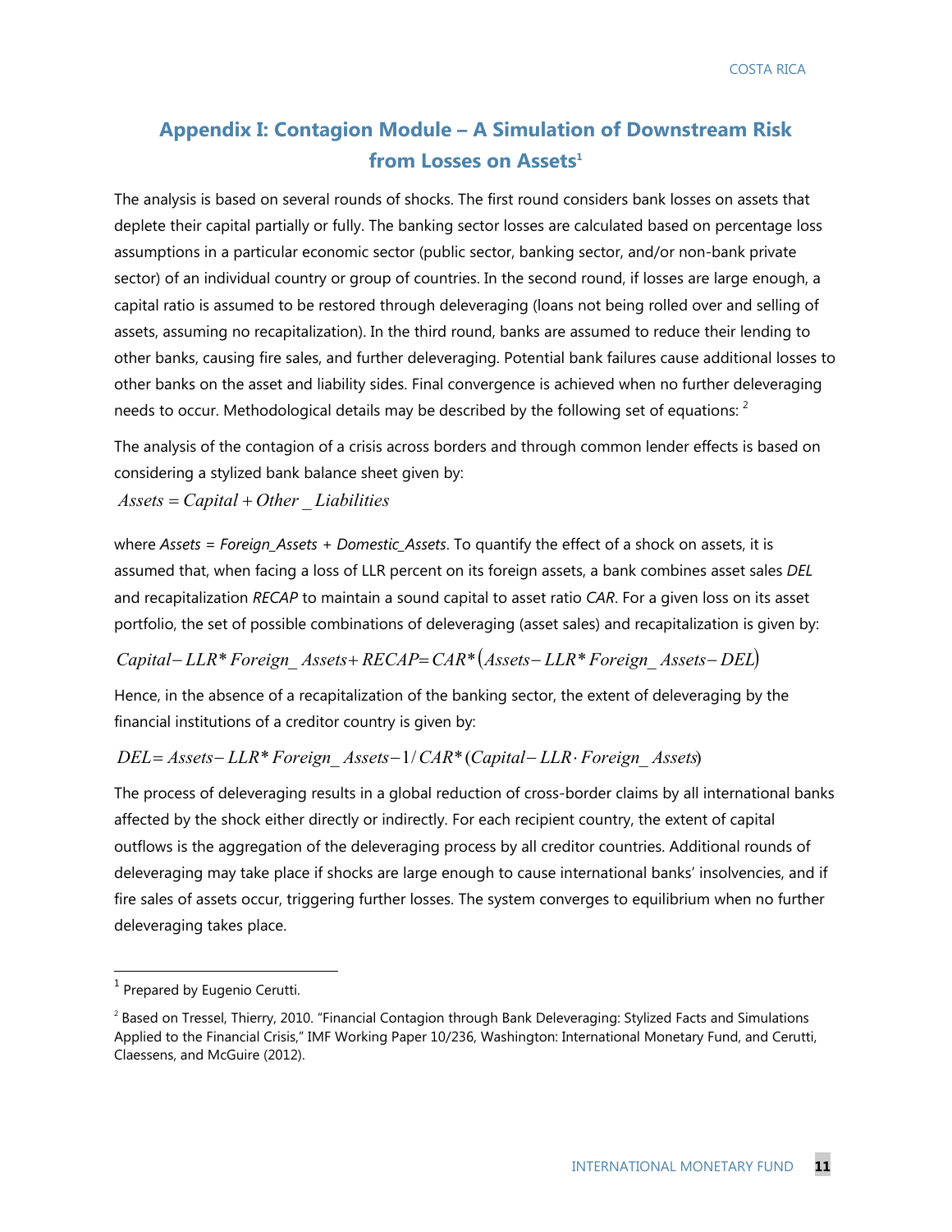# Appendix I: Contagion Module – A Simulation of Downstream Risk from Losses on Assets[1]

The analysis is based on several rounds of shocks. The first round considers bank losses on assets that deplete their capital partially or fully. The banking sector losses are calculated based on percentage loss assumptions in a particular economic sector (public sector, banking sector, and/or non-bank private sector) of an individual country or group of countries. In the second round, if losses are large enough, a capital ratio is assumed to be restored through deleveraging (loans not being rolled over and selling of assets, assuming no recapitalization). In the third round, banks are assumed to reduce their lending to other banks, causing fire sales, and further deleveraging. Potential bank failures cause additional losses to other banks on the asset and liability sides. Final convergence is achieved when no further deleveraging needs to occur. Methodological details may be described by the following set of equations: [2]

The analysis of the contagion of a crisis across borders and through common lender effects is based on considering a stylized bank balance sheet given by:

$$Assets = Capital + Other\_Liabilities$$

where *Assets* = *Foreign_Assets* + *Domestic_Assets*. To quantify the effect of a shock on assets, it is assumed that, when facing a loss of LLR percent on its foreign assets, a bank combines asset sales *DEL* and recapitalization *RECAP* to maintain a sound capital to asset ratio *CAR*. For a given loss on its asset portfolio, the set of possible combinations of deleveraging (asset sales) and recapitalization is given by:

$$Capital - LLR * Foreign\_Assets + RECAP = CAR * \left(Assets - LLR * Foreign\_Assets - DEL\right)$$

Hence, in the absence of a recapitalization of the banking sector, the extent of deleveraging by the financial institutions of a creditor country is given by:

$$DEL = Assets - LLR * Foreign\_Assets - 1/CAR * (Capital - LLR \cdot Foreign\_Assets)$$

The process of deleveraging results in a global reduction of cross-border claims by all international banks affected by the shock either directly or indirectly. For each recipient country, the extent of capital outflows is the aggregation of the deleveraging process by all creditor countries. Additional rounds of deleveraging may take place if shocks are large enough to cause international banks' insolvencies, and if fire sales of assets occur, triggering further losses. The system converges to equilibrium when no further deleveraging takes place.

---

[1] Prepared by Eugenio Cerutti.

[2] Based on Tressel, Thierry, 2010. "Financial Contagion through Bank Deleveraging: Stylized Facts and Simulations Applied to the Financial Crisis," IMF Working Paper 10/236, Washington: International Monetary Fund, and Cerutti, Claessens, and McGuire (2012).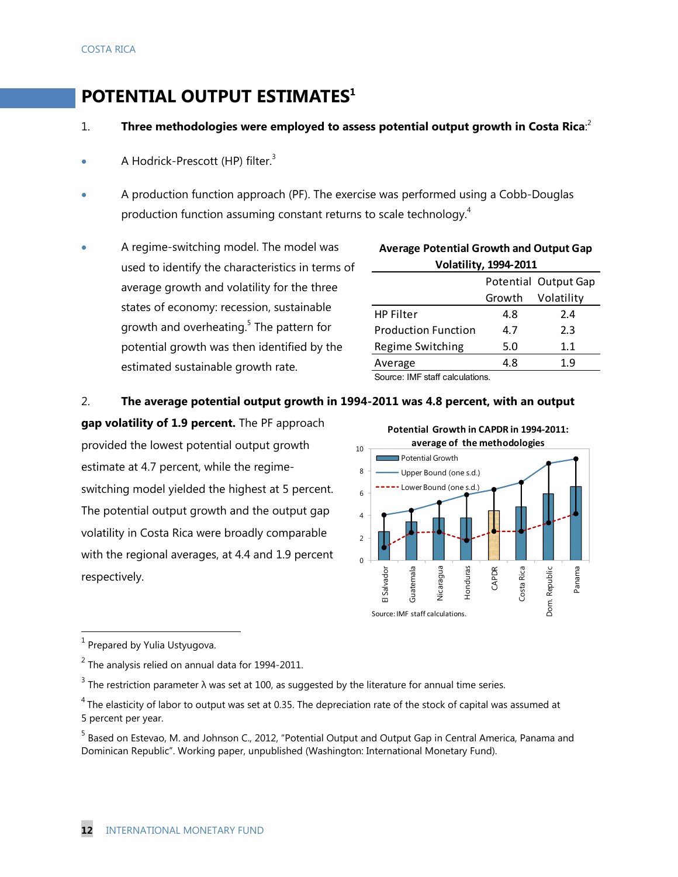# POTENTIAL OUTPUT ESTIMATES[1]

1. **Three methodologies were employed to assess potential output growth in Costa Rica**:[2]

- A Hodrick-Prescott (HP) filter.[3]
- A production function approach (PF). The exercise was performed using a Cobb-Douglas production function assuming constant returns to scale technology.[4]
- A regime-switching model. The model was used to identify the characteristics in terms of average growth and volatility for the three states of economy: recession, sustainable growth and overheating.[5] The pattern for potential growth was then identified by the estimated sustainable growth rate.

**Average Potential Growth and Output Gap Volatility, 1994-2011**

| | Potential Growth | Output Gap Volatility |
|---|---|---|
| HP Filter | 4.8 | 2.4 |
| Production Function | 4.7 | 2.3 |
| Regime Switching | 5.0 | 1.1 |
| Average | 4.8 | 1.9 |

Source: IMF staff calculations.

2. **The average potential output growth in 1994-2011 was 4.8 percent, with an output gap volatility of 1.9 percent.** The PF approach provided the lowest potential output growth estimate at 4.7 percent, while the regime-switching model yielded the highest at 5 percent. The potential output growth and the output gap volatility in Costa Rica were broadly comparable with the regional averages, at 4.4 and 1.9 percent respectively.

**Potential Growth in CAPDR in 1994-2011: average of the methodologies**

Source: IMF staff calculations.

---

[1] Prepared by Yulia Ustyugova.

[2] The analysis relied on annual data for 1994-2011.

[3] The restriction parameter λ was set at 100, as suggested by the literature for annual time series.

[4] The elasticity of labor to output was set at 0.35. The depreciation rate of the stock of capital was assumed at 5 percent per year.

[5] Based on Estevao, M. and Johnson C., 2012, "Potential Output and Output Gap in Central America, Panama and Dominican Republic". Working paper, unpublished (Washington: International Monetary Fund).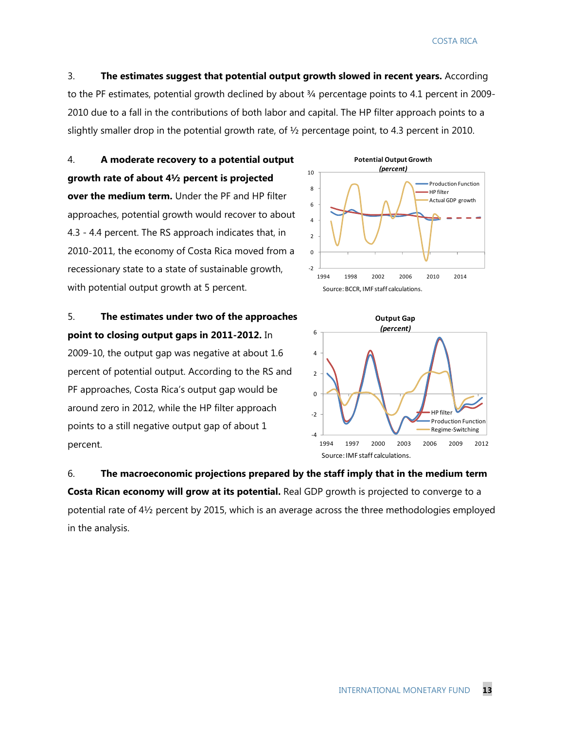3. **The estimates suggest that potential output growth slowed in recent years.** According to the PF estimates, potential growth declined by about ¾ percentage points to 4.1 percent in 2009-2010 due to a fall in the contributions of both labor and capital. The HP filter approach points to a slightly smaller drop in the potential growth rate, of ½ percentage point, to 4.3 percent in 2010.

4. **A moderate recovery to a potential output growth rate of about 4½ percent is projected over the medium term.** Under the PF and HP filter approaches, potential growth would recover to about 4.3 - 4.4 percent. The RS approach indicates that, in 2010-2011, the economy of Costa Rica moved from a recessionary state to a state of sustainable growth, with potential output growth at 5 percent.

**Potential Output Growth**
*(percent)*

Source: BCCR, IMF staff calculations.

5. **The estimates under two of the approaches point to closing output gaps in 2011-2012.** In 2009-10, the output gap was negative at about 1.6 percent of potential output. According to the RS and PF approaches, Costa Rica's output gap would be around zero in 2012, while the HP filter approach points to a still negative output gap of about 1 percent.

**Output Gap**
*(percent)*

Source: IMF staff calculations.

6. **The macroeconomic projections prepared by the staff imply that in the medium term Costa Rican economy will grow at its potential.** Real GDP growth is projected to converge to a potential rate of 4½ percent by 2015, which is an average across the three methodologies employed in the analysis.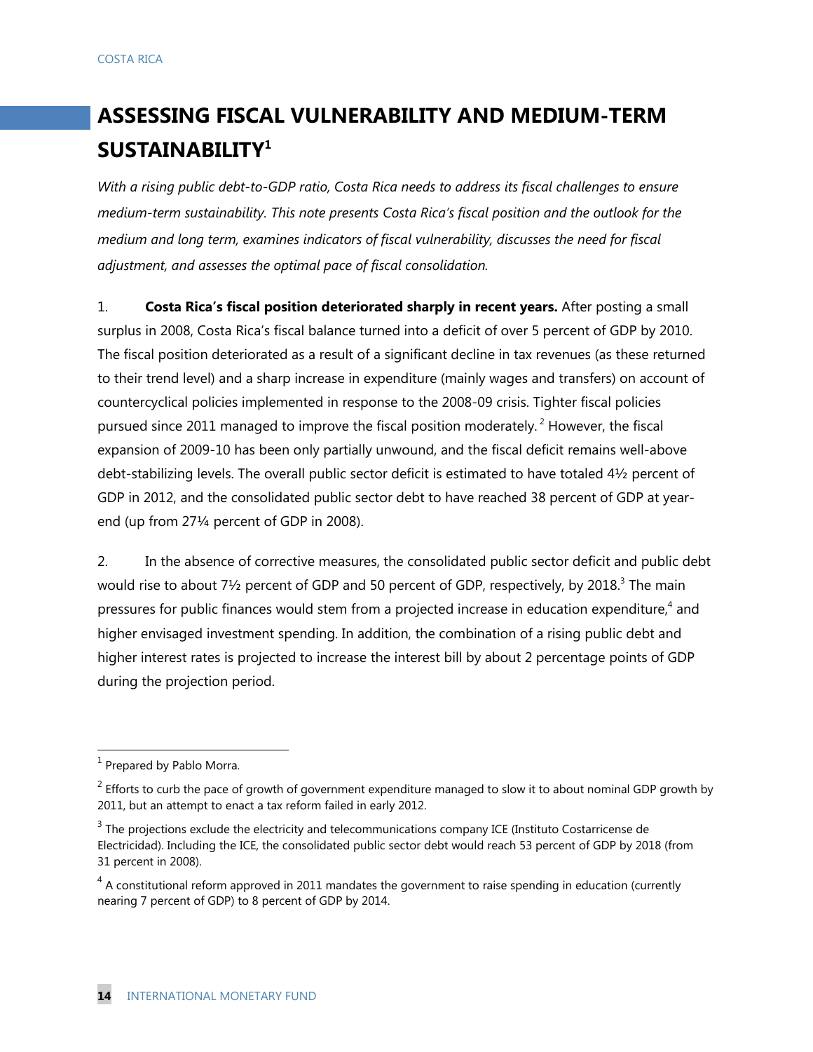# ASSESSING FISCAL VULNERABILITY AND MEDIUM-TERM SUSTAINABILITY[1]

*With a rising public debt-to-GDP ratio, Costa Rica needs to address its fiscal challenges to ensure medium-term sustainability. This note presents Costa Rica's fiscal position and the outlook for the medium and long term, examines indicators of fiscal vulnerability, discusses the need for fiscal adjustment, and assesses the optimal pace of fiscal consolidation.*

1. **Costa Rica's fiscal position deteriorated sharply in recent years.** After posting a small surplus in 2008, Costa Rica's fiscal balance turned into a deficit of over 5 percent of GDP by 2010. The fiscal position deteriorated as a result of a significant decline in tax revenues (as these returned to their trend level) and a sharp increase in expenditure (mainly wages and transfers) on account of countercyclical policies implemented in response to the 2008-09 crisis. Tighter fiscal policies pursued since 2011 managed to improve the fiscal position moderately.[2] However, the fiscal expansion of 2009-10 has been only partially unwound, and the fiscal deficit remains well-above debt-stabilizing levels. The overall public sector deficit is estimated to have totaled 4½ percent of GDP in 2012, and the consolidated public sector debt to have reached 38 percent of GDP at year-end (up from 27¼ percent of GDP in 2008).

2. In the absence of corrective measures, the consolidated public sector deficit and public debt would rise to about 7½ percent of GDP and 50 percent of GDP, respectively, by 2018.[3] The main pressures for public finances would stem from a projected increase in education expenditure,[4] and higher envisaged investment spending. In addition, the combination of a rising public debt and higher interest rates is projected to increase the interest bill by about 2 percentage points of GDP during the projection period.

---

[1] Prepared by Pablo Morra.

[2] Efforts to curb the pace of growth of government expenditure managed to slow it to about nominal GDP growth by 2011, but an attempt to enact a tax reform failed in early 2012.

[3] The projections exclude the electricity and telecommunications company ICE (Instituto Costarricense de Electricidad). Including the ICE, the consolidated public sector debt would reach 53 percent of GDP by 2018 (from 31 percent in 2008).

[4] A constitutional reform approved in 2011 mandates the government to raise spending in education (currently nearing 7 percent of GDP) to 8 percent of GDP by 2014.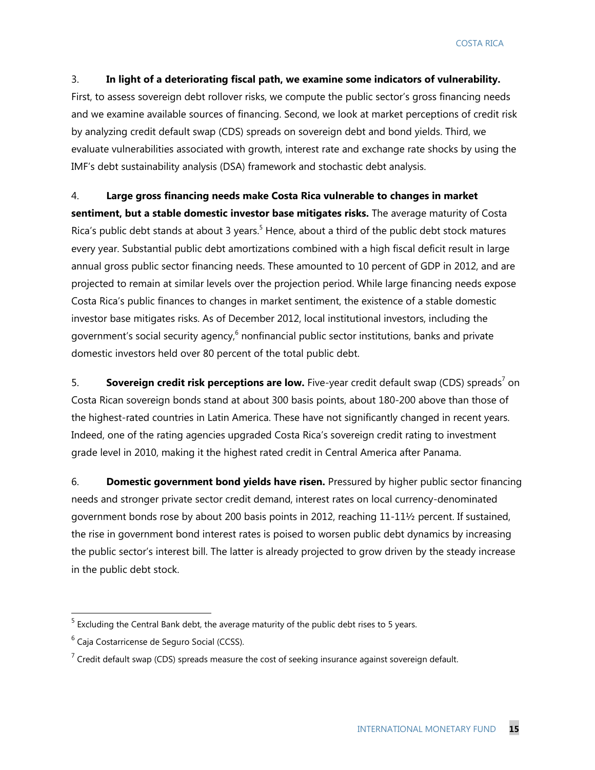3. **In light of a deteriorating fiscal path, we examine some indicators of vulnerability.** First, to assess sovereign debt rollover risks, we compute the public sector's gross financing needs and we examine available sources of financing. Second, we look at market perceptions of credit risk by analyzing credit default swap (CDS) spreads on sovereign debt and bond yields. Third, we evaluate vulnerabilities associated with growth, interest rate and exchange rate shocks by using the IMF's debt sustainability analysis (DSA) framework and stochastic debt analysis.

4. **Large gross financing needs make Costa Rica vulnerable to changes in market sentiment, but a stable domestic investor base mitigates risks.** The average maturity of Costa Rica's public debt stands at about 3 years.[5] Hence, about a third of the public debt stock matures every year. Substantial public debt amortizations combined with a high fiscal deficit result in large annual gross public sector financing needs. These amounted to 10 percent of GDP in 2012, and are projected to remain at similar levels over the projection period. While large financing needs expose Costa Rica's public finances to changes in market sentiment, the existence of a stable domestic investor base mitigates risks. As of December 2012, local institutional investors, including the government's social security agency,[6] nonfinancial public sector institutions, banks and private domestic investors held over 80 percent of the total public debt.

5. **Sovereign credit risk perceptions are low.** Five-year credit default swap (CDS) spreads[7] on Costa Rican sovereign bonds stand at about 300 basis points, about 180-200 above than those of the highest-rated countries in Latin America. These have not significantly changed in recent years. Indeed, one of the rating agencies upgraded Costa Rica's sovereign credit rating to investment grade level in 2010, making it the highest rated credit in Central America after Panama.

6. **Domestic government bond yields have risen.** Pressured by higher public sector financing needs and stronger private sector credit demand, interest rates on local currency-denominated government bonds rose by about 200 basis points in 2012, reaching 11-11½ percent. If sustained, the rise in government bond interest rates is poised to worsen public debt dynamics by increasing the public sector's interest bill. The latter is already projected to grow driven by the steady increase in the public debt stock.

---

[5] Excluding the Central Bank debt, the average maturity of the public debt rises to 5 years.

[6] Caja Costarricense de Seguro Social (CCSS).

[7] Credit default swap (CDS) spreads measure the cost of seeking insurance against sovereign default.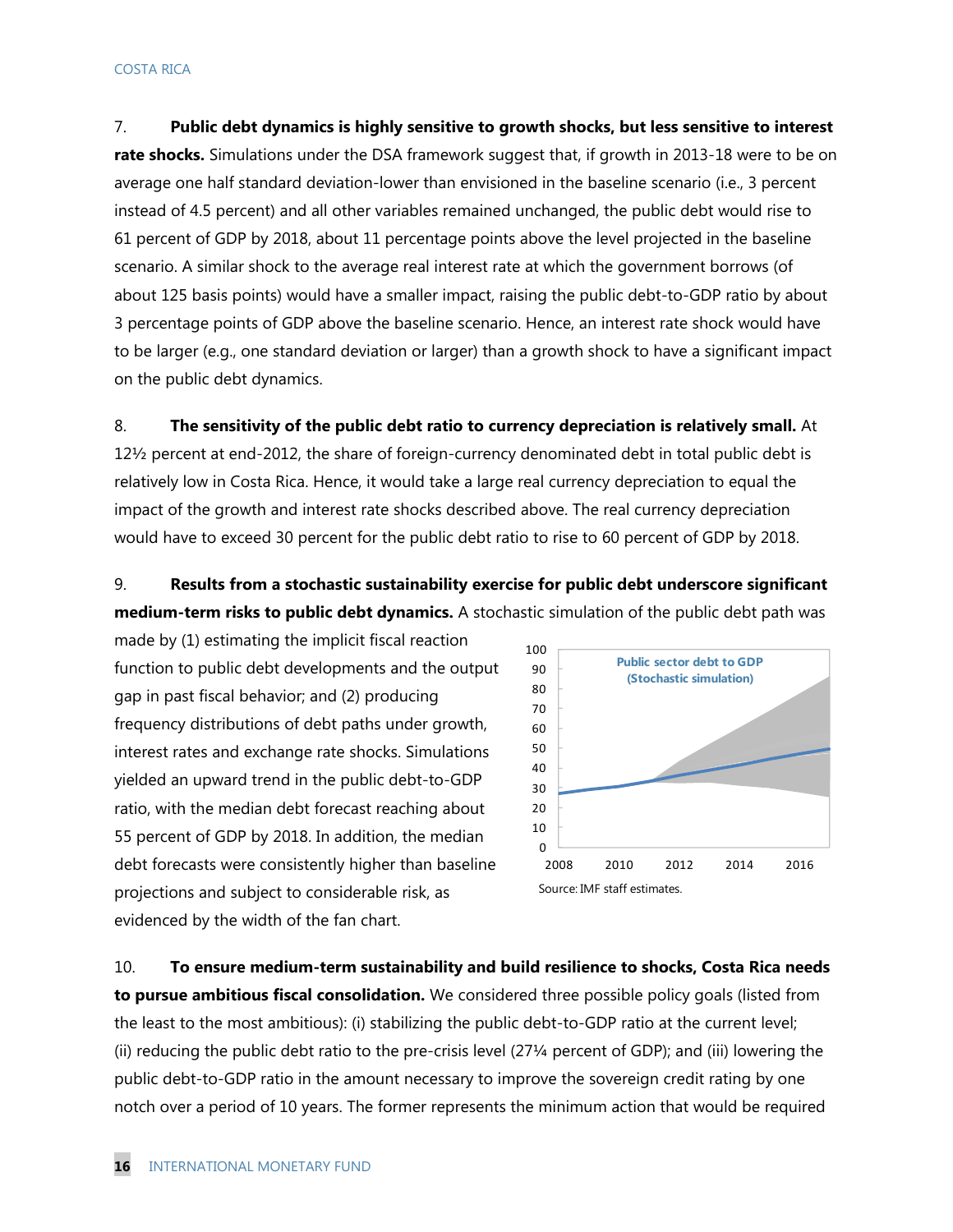7. **Public debt dynamics is highly sensitive to growth shocks, but less sensitive to interest rate shocks.** Simulations under the DSA framework suggest that, if growth in 2013-18 were to be on average one half standard deviation-lower than envisioned in the baseline scenario (i.e., 3 percent instead of 4.5 percent) and all other variables remained unchanged, the public debt would rise to 61 percent of GDP by 2018, about 11 percentage points above the level projected in the baseline scenario. A similar shock to the average real interest rate at which the government borrows (of about 125 basis points) would have a smaller impact, raising the public debt-to-GDP ratio by about 3 percentage points of GDP above the baseline scenario. Hence, an interest rate shock would have to be larger (e.g., one standard deviation or larger) than a growth shock to have a significant impact on the public debt dynamics.

8. **The sensitivity of the public debt ratio to currency depreciation is relatively small.** At 12½ percent at end-2012, the share of foreign-currency denominated debt in total public debt is relatively low in Costa Rica. Hence, it would take a large real currency depreciation to equal the impact of the growth and interest rate shocks described above. The real currency depreciation would have to exceed 30 percent for the public debt ratio to rise to 60 percent of GDP by 2018.

9. **Results from a stochastic sustainability exercise for public debt underscore significant medium-term risks to public debt dynamics.** A stochastic simulation of the public debt path was made by (1) estimating the implicit fiscal reaction function to public debt developments and the output gap in past fiscal behavior; and (2) producing frequency distributions of debt paths under growth, interest rates and exchange rate shocks. Simulations yielded an upward trend in the public debt-to-GDP ratio, with the median debt forecast reaching about 55 percent of GDP by 2018. In addition, the median debt forecasts were consistently higher than baseline projections and subject to considerable risk, as evidenced by the width of the fan chart.

Public sector debt to GDP (Stochastic simulation)

Source: IMF staff estimates.

10. **To ensure medium-term sustainability and build resilience to shocks, Costa Rica needs to pursue ambitious fiscal consolidation.** We considered three possible policy goals (listed from the least to the most ambitious): (i) stabilizing the public debt-to-GDP ratio at the current level; (ii) reducing the public debt ratio to the pre-crisis level (27¼ percent of GDP); and (iii) lowering the public debt-to-GDP ratio in the amount necessary to improve the sovereign credit rating by one notch over a period of 10 years. The former represents the minimum action that would be required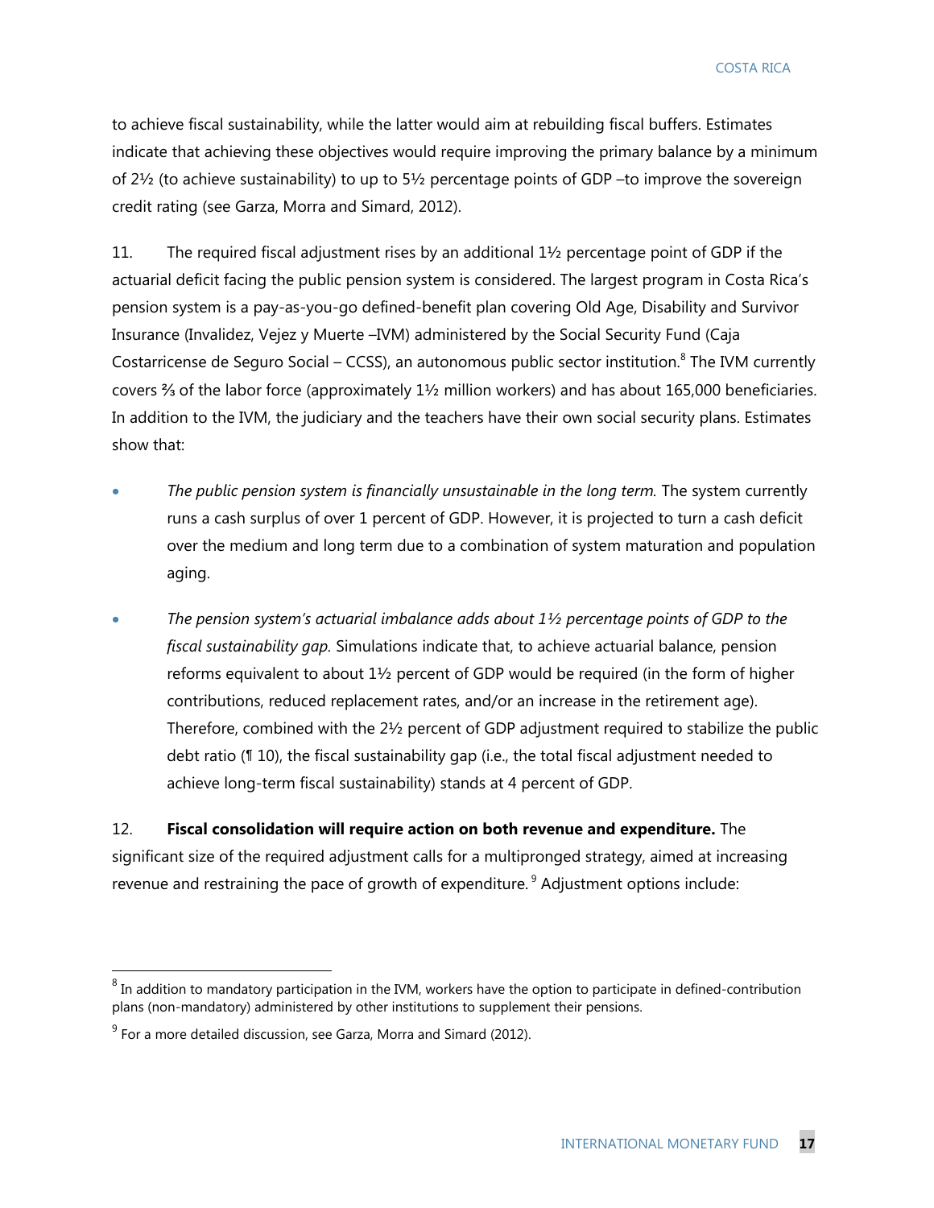to achieve fiscal sustainability, while the latter would aim at rebuilding fiscal buffers. Estimates indicate that achieving these objectives would require improving the primary balance by a minimum of 2½ (to achieve sustainability) to up to 5½ percentage points of GDP –to improve the sovereign credit rating (see Garza, Morra and Simard, 2012).

11. The required fiscal adjustment rises by an additional 1½ percentage point of GDP if the actuarial deficit facing the public pension system is considered. The largest program in Costa Rica's pension system is a pay-as-you-go defined-benefit plan covering Old Age, Disability and Survivor Insurance (Invalidez, Vejez y Muerte –IVM) administered by the Social Security Fund (Caja Costarricense de Seguro Social – CCSS), an autonomous public sector institution.[8] The IVM currently covers ⅔ of the labor force (approximately 1½ million workers) and has about 165,000 beneficiaries. In addition to the IVM, the judiciary and the teachers have their own social security plans. Estimates show that:

- *The public pension system is financially unsustainable in the long term.* The system currently runs a cash surplus of over 1 percent of GDP. However, it is projected to turn a cash deficit over the medium and long term due to a combination of system maturation and population aging.
- *The pension system's actuarial imbalance adds about 1½ percentage points of GDP to the fiscal sustainability gap.* Simulations indicate that, to achieve actuarial balance, pension reforms equivalent to about 1½ percent of GDP would be required (in the form of higher contributions, reduced replacement rates, and/or an increase in the retirement age). Therefore, combined with the 2½ percent of GDP adjustment required to stabilize the public debt ratio (¶ 10), the fiscal sustainability gap (i.e., the total fiscal adjustment needed to achieve long-term fiscal sustainability) stands at 4 percent of GDP.

12. **Fiscal consolidation will require action on both revenue and expenditure.** The significant size of the required adjustment calls for a multipronged strategy, aimed at increasing revenue and restraining the pace of growth of expenditure.[9] Adjustment options include:

---

[8] In addition to mandatory participation in the IVM, workers have the option to participate in defined-contribution plans (non-mandatory) administered by other institutions to supplement their pensions.

[9] For a more detailed discussion, see Garza, Morra and Simard (2012).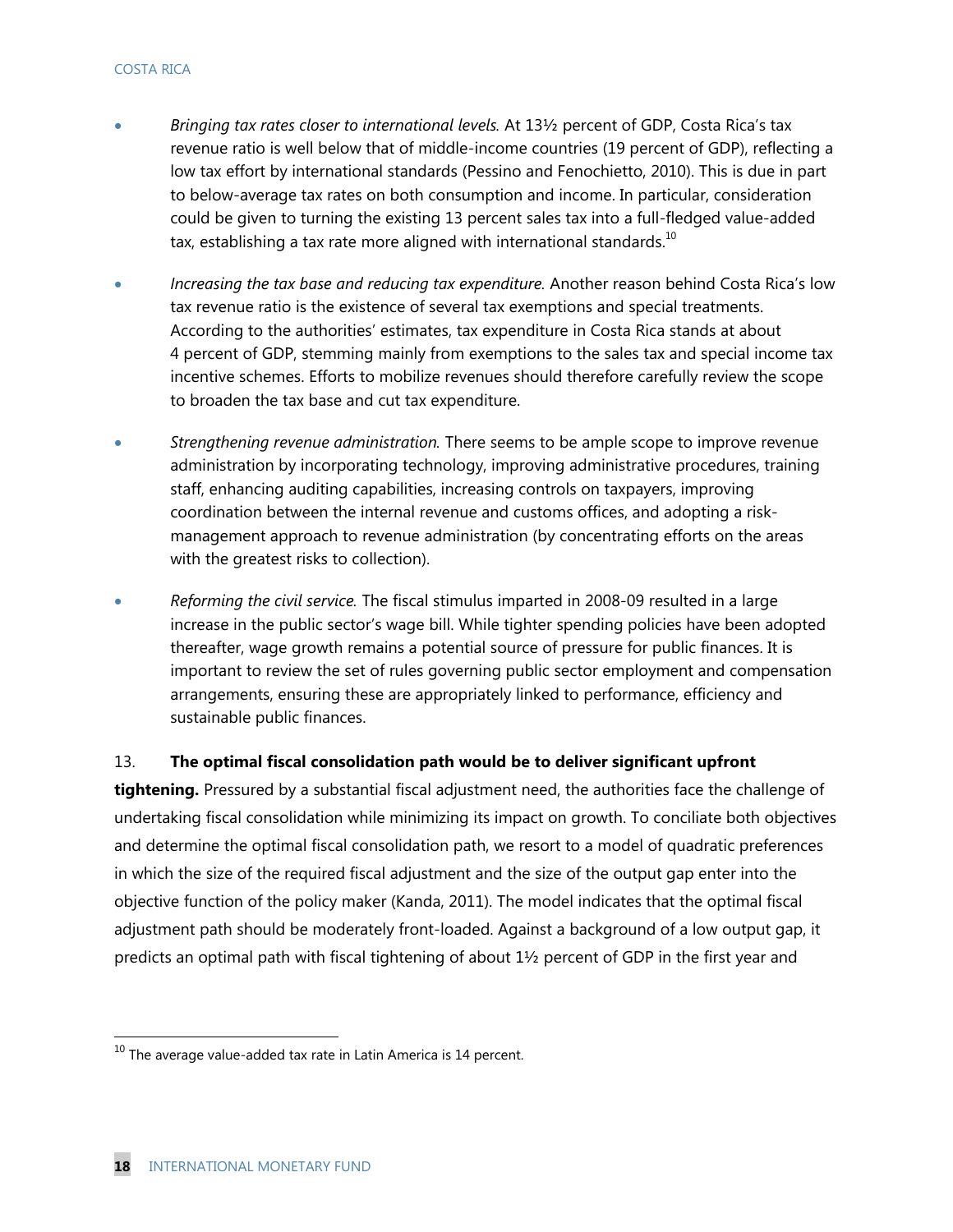- *Bringing tax rates closer to international levels.* At 13½ percent of GDP, Costa Rica's tax revenue ratio is well below that of middle-income countries (19 percent of GDP), reflecting a low tax effort by international standards (Pessino and Fenochietto, 2010). This is due in part to below-average tax rates on both consumption and income. In particular, consideration could be given to turning the existing 13 percent sales tax into a full-fledged value-added tax, establishing a tax rate more aligned with international standards.[10]

- *Increasing the tax base and reducing tax expenditure.* Another reason behind Costa Rica's low tax revenue ratio is the existence of several tax exemptions and special treatments. According to the authorities' estimates, tax expenditure in Costa Rica stands at about 4 percent of GDP, stemming mainly from exemptions to the sales tax and special income tax incentive schemes. Efforts to mobilize revenues should therefore carefully review the scope to broaden the tax base and cut tax expenditure.

- *Strengthening revenue administration.* There seems to be ample scope to improve revenue administration by incorporating technology, improving administrative procedures, training staff, enhancing auditing capabilities, increasing controls on taxpayers, improving coordination between the internal revenue and customs offices, and adopting a risk-management approach to revenue administration (by concentrating efforts on the areas with the greatest risks to collection).

- *Reforming the civil service.* The fiscal stimulus imparted in 2008-09 resulted in a large increase in the public sector's wage bill. While tighter spending policies have been adopted thereafter, wage growth remains a potential source of pressure for public finances. It is important to review the set of rules governing public sector employment and compensation arrangements, ensuring these are appropriately linked to performance, efficiency and sustainable public finances.

13. **The optimal fiscal consolidation path would be to deliver significant upfront tightening.** Pressured by a substantial fiscal adjustment need, the authorities face the challenge of undertaking fiscal consolidation while minimizing its impact on growth. To conciliate both objectives and determine the optimal fiscal consolidation path, we resort to a model of quadratic preferences in which the size of the required fiscal adjustment and the size of the output gap enter into the objective function of the policy maker (Kanda, 2011). The model indicates that the optimal fiscal adjustment path should be moderately front-loaded. Against a background of a low output gap, it predicts an optimal path with fiscal tightening of about 1½ percent of GDP in the first year and

[10] The average value-added tax rate in Latin America is 14 percent.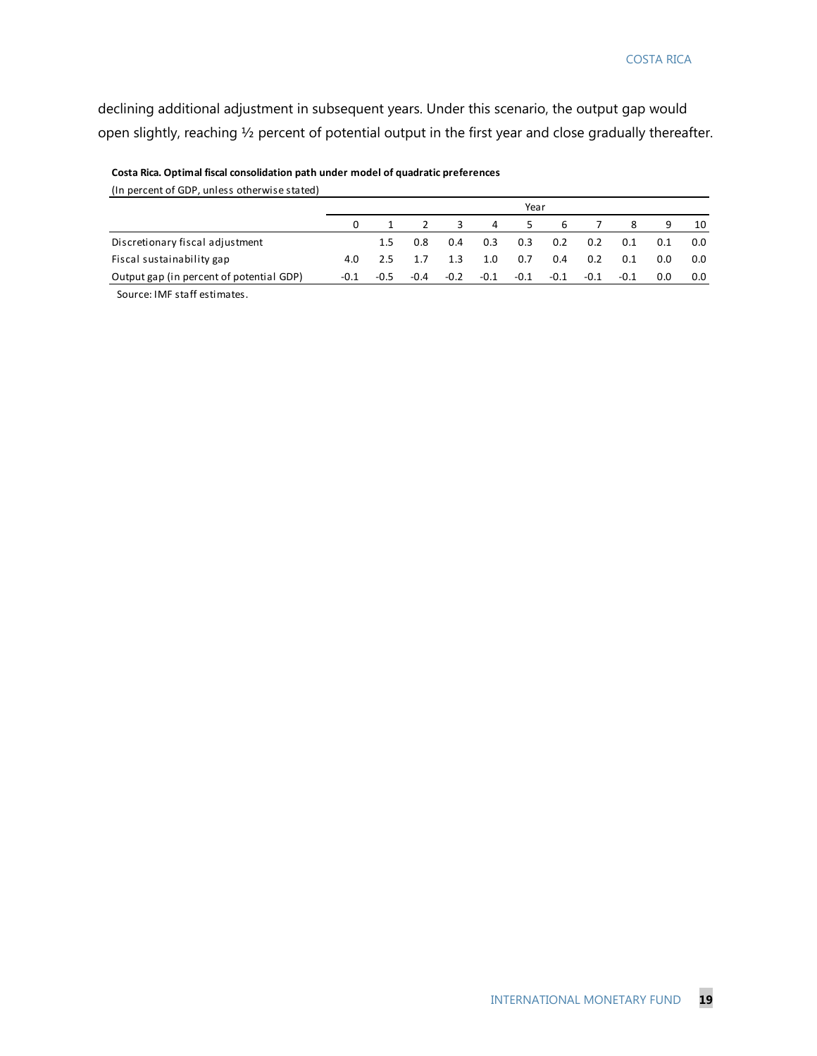declining additional adjustment in subsequent years. Under this scenario, the output gap would open slightly, reaching ½ percent of potential output in the first year and close gradually thereafter.

**Costa Rica. Optimal fiscal consolidation path under model of quadratic preferences**

(In percent of GDP, unless otherwise stated)

| | Year | | | | | | | | | | |
|---|---|---|---|---|---|---|---|---|---|---|---|
| | 0 | 1 | 2 | 3 | 4 | 5 | 6 | 7 | 8 | 9 | 10 |
| Discretionary fiscal adjustment | | 1.5 | 0.8 | 0.4 | 0.3 | 0.3 | 0.2 | 0.2 | 0.1 | 0.1 | 0.0 |
| Fiscal sustainability gap | 4.0 | 2.5 | 1.7 | 1.3 | 1.0 | 0.7 | 0.4 | 0.2 | 0.1 | 0.0 | 0.0 |
| Output gap (in percent of potential GDP) | -0.1 | -0.5 | -0.4 | -0.2 | -0.1 | -0.1 | -0.1 | -0.1 | -0.1 | 0.0 | 0.0 |

Source: IMF staff estimates.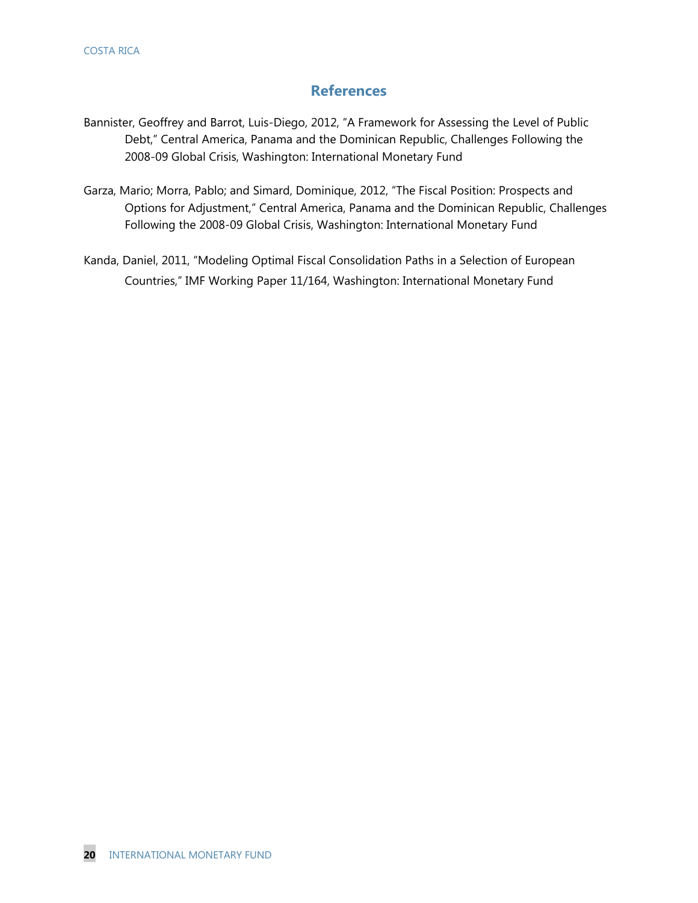## References

Bannister, Geoffrey and Barrot, Luis-Diego, 2012, "A Framework for Assessing the Level of Public Debt," Central America, Panama and the Dominican Republic, Challenges Following the 2008-09 Global Crisis, Washington: International Monetary Fund

Garza, Mario; Morra, Pablo; and Simard, Dominique, 2012, "The Fiscal Position: Prospects and Options for Adjustment," Central America, Panama and the Dominican Republic, Challenges Following the 2008-09 Global Crisis, Washington: International Monetary Fund

Kanda, Daniel, 2011, "Modeling Optimal Fiscal Consolidation Paths in a Selection of European Countries," IMF Working Paper 11/164, Washington: International Monetary Fund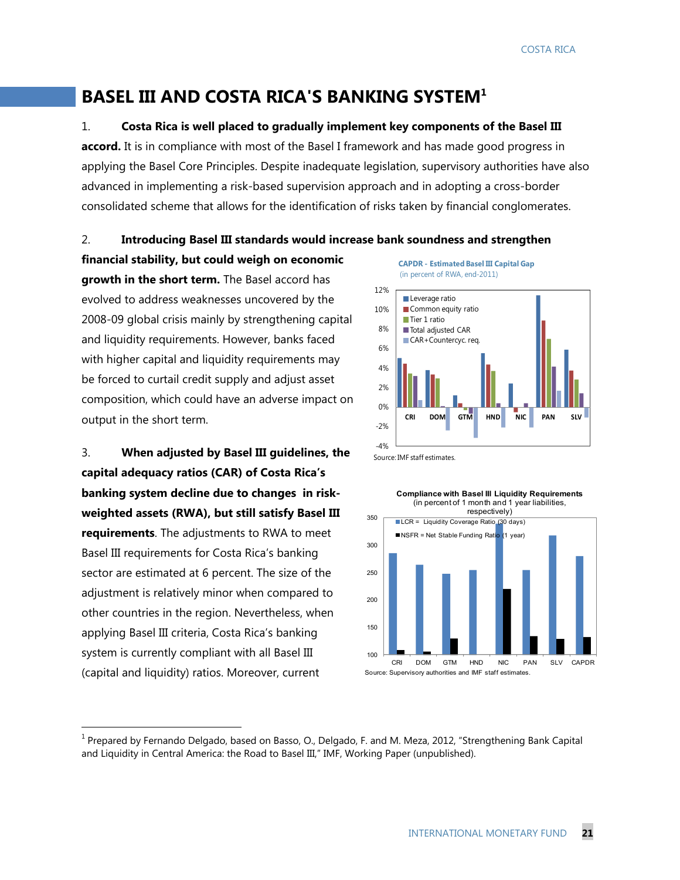# BASEL III AND COSTA RICA'S BANKING SYSTEM[1]

1. **Costa Rica is well placed to gradually implement key components of the Basel III accord.** It is in compliance with most of the Basel I framework and has made good progress in applying the Basel Core Principles. Despite inadequate legislation, supervisory authorities have also advanced in implementing a risk-based supervision approach and in adopting a cross-border consolidated scheme that allows for the identification of risks taken by financial conglomerates.

2. **Introducing Basel III standards would increase bank soundness and strengthen financial stability, but could weigh on economic growth in the short term.** The Basel accord has evolved to address weaknesses uncovered by the 2008-09 global crisis mainly by strengthening capital and liquidity requirements. However, banks faced with higher capital and liquidity requirements may be forced to curtail credit supply and adjust asset composition, which could have an adverse impact on output in the short term.

**CAPDR - Estimated Basel III Capital Gap**
(in percent of RWA, end-2011)

Source: IMF staff estimates.

**Compliance with Basel III Liquidity Requirements**
(in percent of 1 month and 1 year liabilities, respectively)

Source: Supervisory authorities and IMF staff estimates.

3. **When adjusted by Basel III guidelines, the capital adequacy ratios (CAR) of Costa Rica's banking system decline due to changes in risk-weighted assets (RWA), but still satisfy Basel III requirements**. The adjustments to RWA to meet Basel III requirements for Costa Rica's banking sector are estimated at 6 percent. The size of the adjustment is relatively minor when compared to other countries in the region. Nevertheless, when applying Basel III criteria, Costa Rica's banking system is currently compliant with all Basel III (capital and liquidity) ratios. Moreover, current

[1] Prepared by Fernando Delgado, based on Basso, O., Delgado, F. and M. Meza, 2012, "Strengthening Bank Capital and Liquidity in Central America: the Road to Basel III," IMF, Working Paper (unpublished).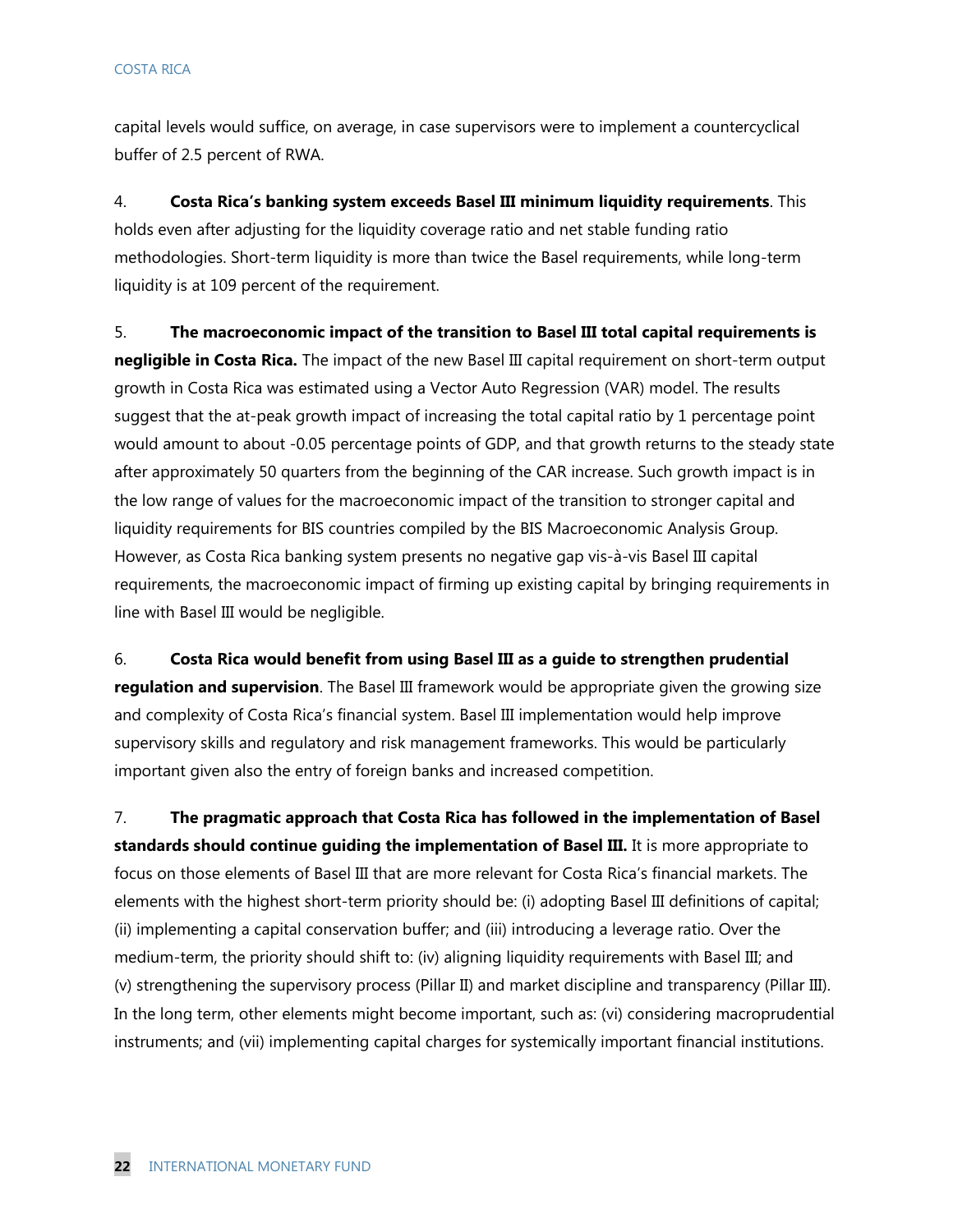capital levels would suffice, on average, in case supervisors were to implement a countercyclical buffer of 2.5 percent of RWA.

4. **Costa Rica's banking system exceeds Basel III minimum liquidity requirements**. This holds even after adjusting for the liquidity coverage ratio and net stable funding ratio methodologies. Short-term liquidity is more than twice the Basel requirements, while long-term liquidity is at 109 percent of the requirement.

5. **The macroeconomic impact of the transition to Basel III total capital requirements is negligible in Costa Rica.** The impact of the new Basel III capital requirement on short-term output growth in Costa Rica was estimated using a Vector Auto Regression (VAR) model. The results suggest that the at-peak growth impact of increasing the total capital ratio by 1 percentage point would amount to about -0.05 percentage points of GDP, and that growth returns to the steady state after approximately 50 quarters from the beginning of the CAR increase. Such growth impact is in the low range of values for the macroeconomic impact of the transition to stronger capital and liquidity requirements for BIS countries compiled by the BIS Macroeconomic Analysis Group. However, as Costa Rica banking system presents no negative gap vis-à-vis Basel III capital requirements, the macroeconomic impact of firming up existing capital by bringing requirements in line with Basel III would be negligible.

6. **Costa Rica would benefit from using Basel III as a guide to strengthen prudential regulation and supervision**. The Basel III framework would be appropriate given the growing size and complexity of Costa Rica's financial system. Basel III implementation would help improve supervisory skills and regulatory and risk management frameworks. This would be particularly important given also the entry of foreign banks and increased competition.

7. **The pragmatic approach that Costa Rica has followed in the implementation of Basel standards should continue guiding the implementation of Basel III.** It is more appropriate to focus on those elements of Basel III that are more relevant for Costa Rica's financial markets. The elements with the highest short-term priority should be: (i) adopting Basel III definitions of capital; (ii) implementing a capital conservation buffer; and (iii) introducing a leverage ratio. Over the medium-term, the priority should shift to: (iv) aligning liquidity requirements with Basel III; and (v) strengthening the supervisory process (Pillar II) and market discipline and transparency (Pillar III). In the long term, other elements might become important, such as: (vi) considering macroprudential instruments; and (vii) implementing capital charges for systemically important financial institutions.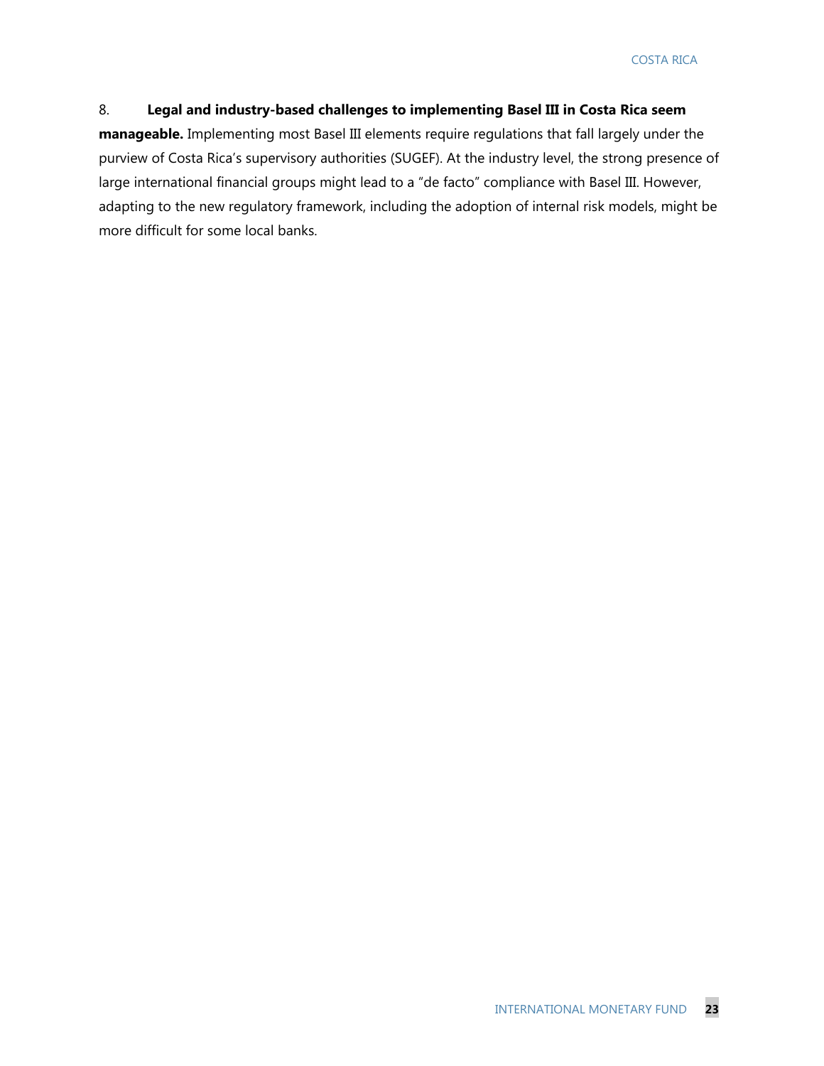8. **Legal and industry-based challenges to implementing Basel III in Costa Rica seem manageable.** Implementing most Basel III elements require regulations that fall largely under the purview of Costa Rica's supervisory authorities (SUGEF). At the industry level, the strong presence of large international financial groups might lead to a "de facto" compliance with Basel III. However, adapting to the new regulatory framework, including the adoption of internal risk models, might be more difficult for some local banks.